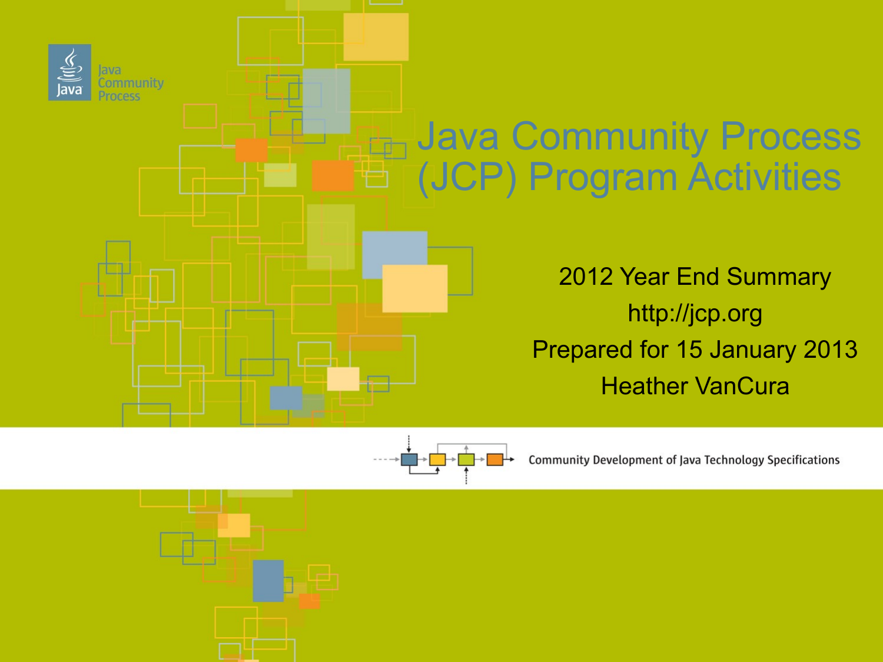Java Community Process

# Java Community Process (JCP) Program Activities

2012 Year End Summary

http://jcp.org

Prepared for 15 January 2013

Heather VanCura

Community Development of Java Technology Specifications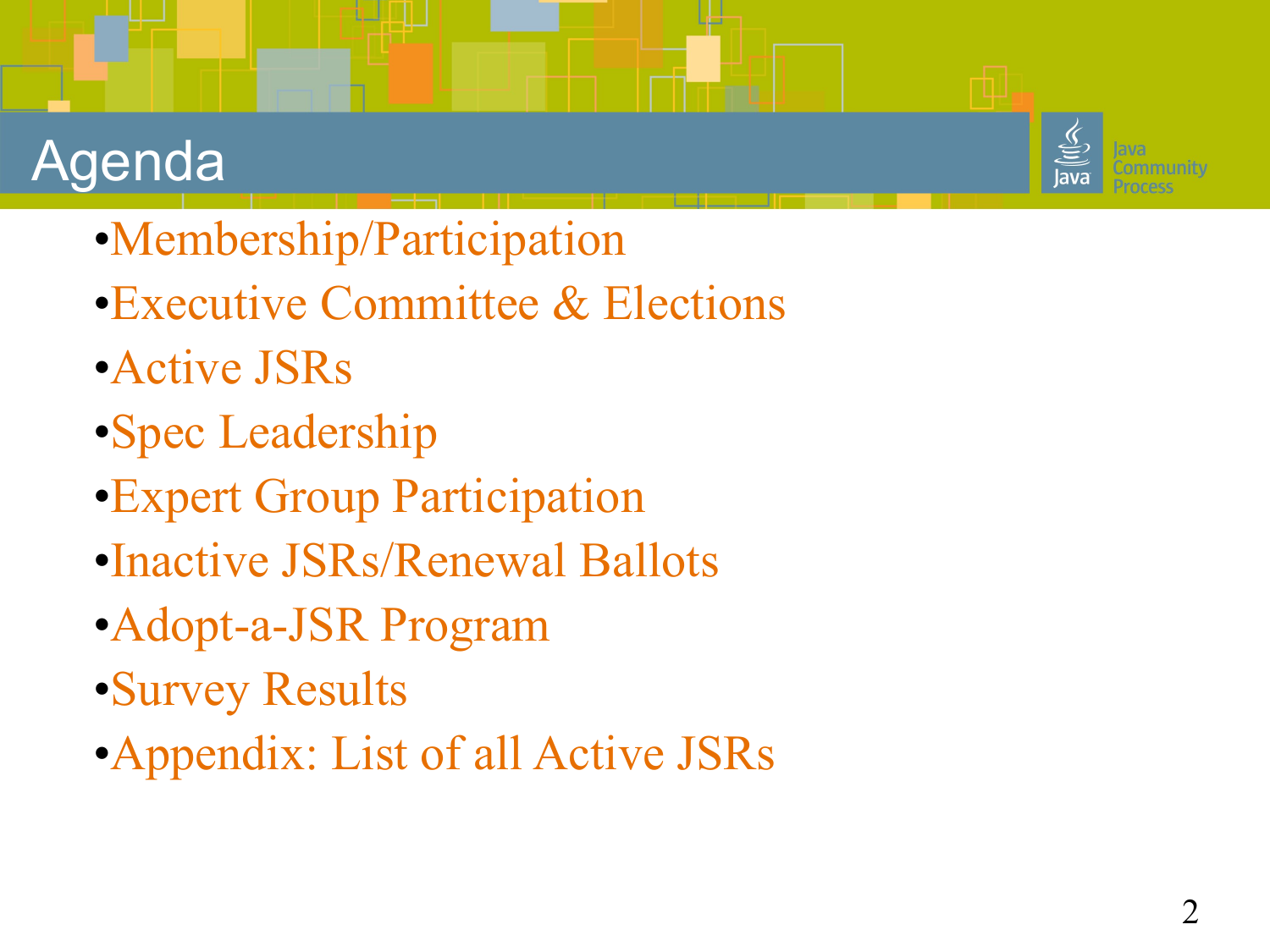# Agenda

- Membership/Participation
- Executive Committee & Elections
- Active JSRs
- Spec Leadership
- Expert Group Participation
- Inactive JSRs/Renewal Ballots
- Adopt-a-JSR Program
- Survey Results
- Appendix: List of all Active JSRs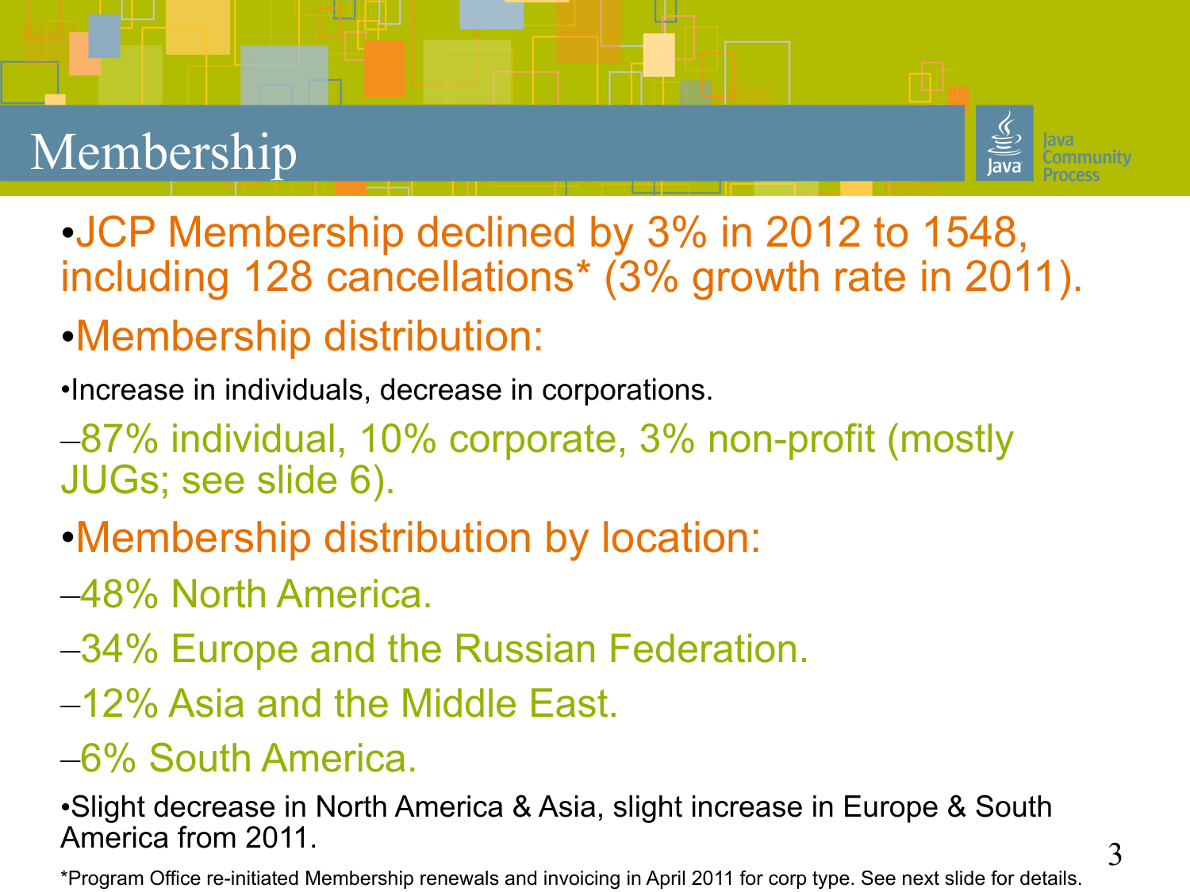# Membership

- JCP Membership declined by 3% in 2012 to 1548, including 128 cancellations* (3% growth rate in 2011).
- Membership distribution:
  - Increase in individuals, decrease in corporations.
    - 87% individual, 10% corporate, 3% non-profit (mostly JUGs; see slide 6).
- Membership distribution by location:
  - 48% North America.
  - 34% Europe and the Russian Federation.
  - 12% Asia and the Middle East.
  - 6% South America.
  - Slight decrease in North America & Asia, slight increase in Europe & South America from 2011.

*Program Office re-initiated Membership renewals and invoicing in April 2011 for corp type. See next slide for details.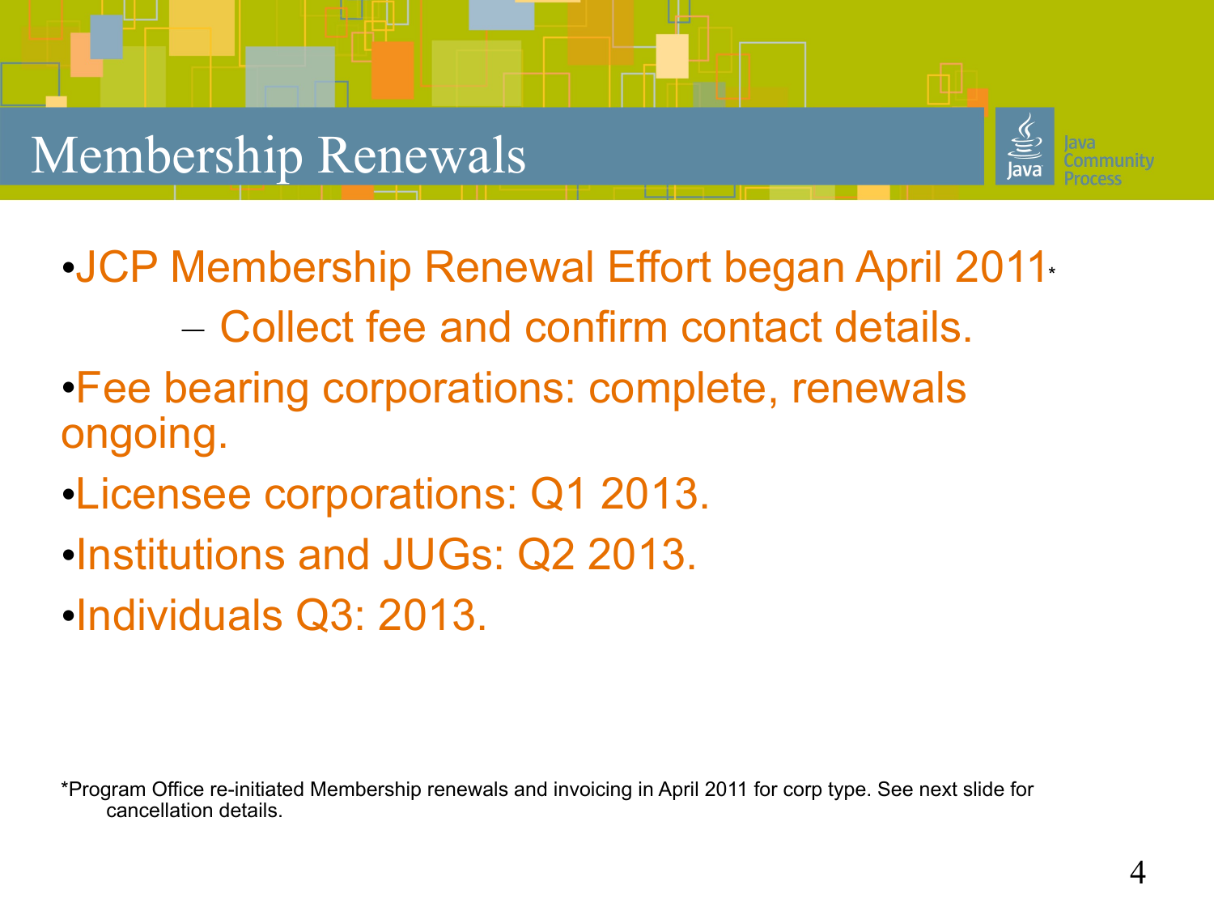# Membership Renewals

- JCP Membership Renewal Effort began April 2011*
  - Collect fee and confirm contact details.
- Fee bearing corporations: complete, renewals ongoing.
- Licensee corporations: Q1 2013.
- Institutions and JUGs: Q2 2013.
- Individuals Q3: 2013.

*Program Office re-initiated Membership renewals and invoicing in April 2011 for corp type. See next slide for cancellation details.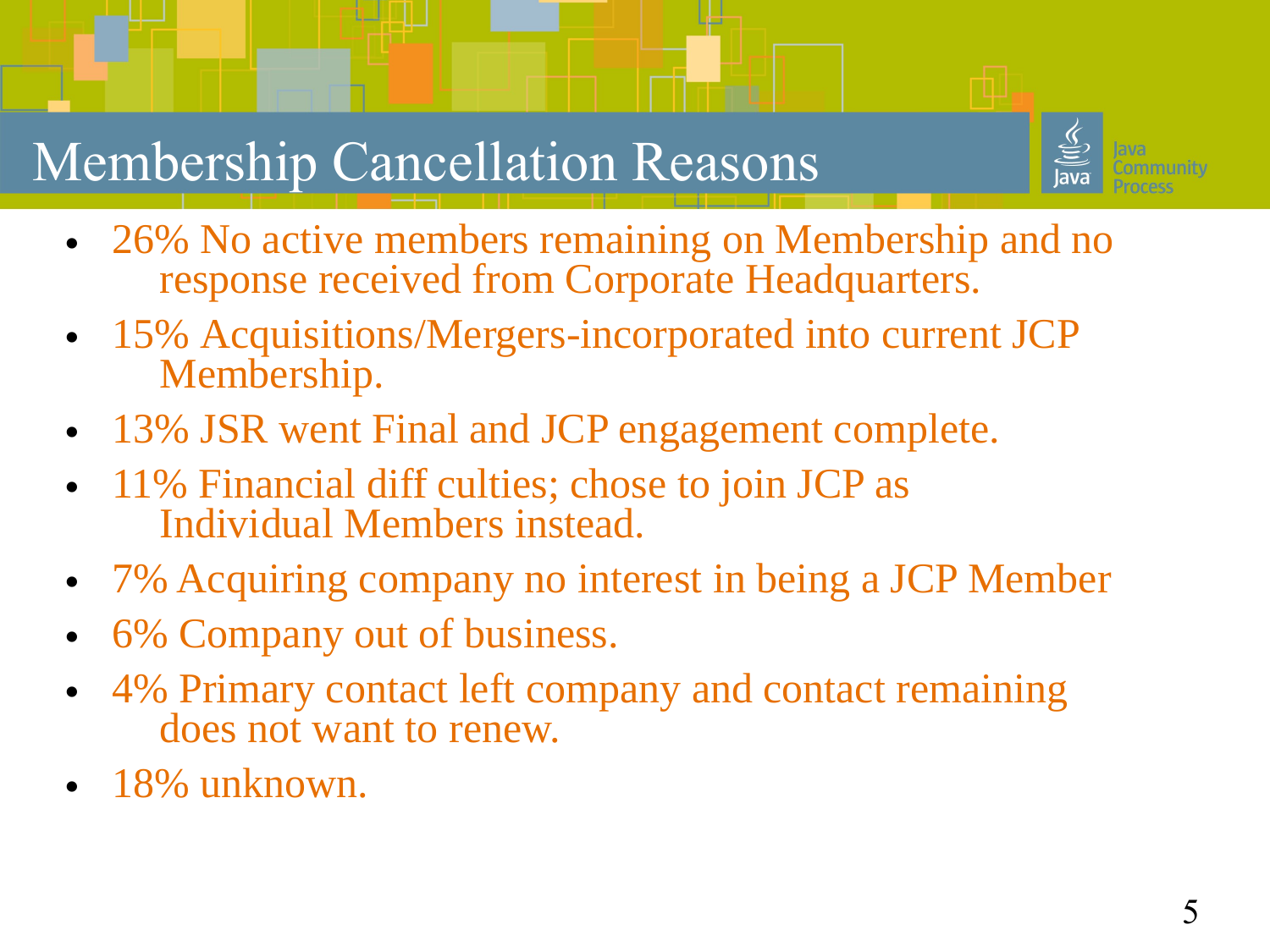# Membership Cancellation Reasons

- 26% No active members remaining on Membership and no response received from Corporate Headquarters.
- 15% Acquisitions/Mergers-incorporated into current JCP Membership.
- 13% JSR went Final and JCP engagement complete.
- 11% Financial diff culties; chose to join JCP as Individual Members instead.
- 7% Acquiring company no interest in being a JCP Member
- 6% Company out of business.
- 4% Primary contact left company and contact remaining does not want to renew.
- 18% unknown.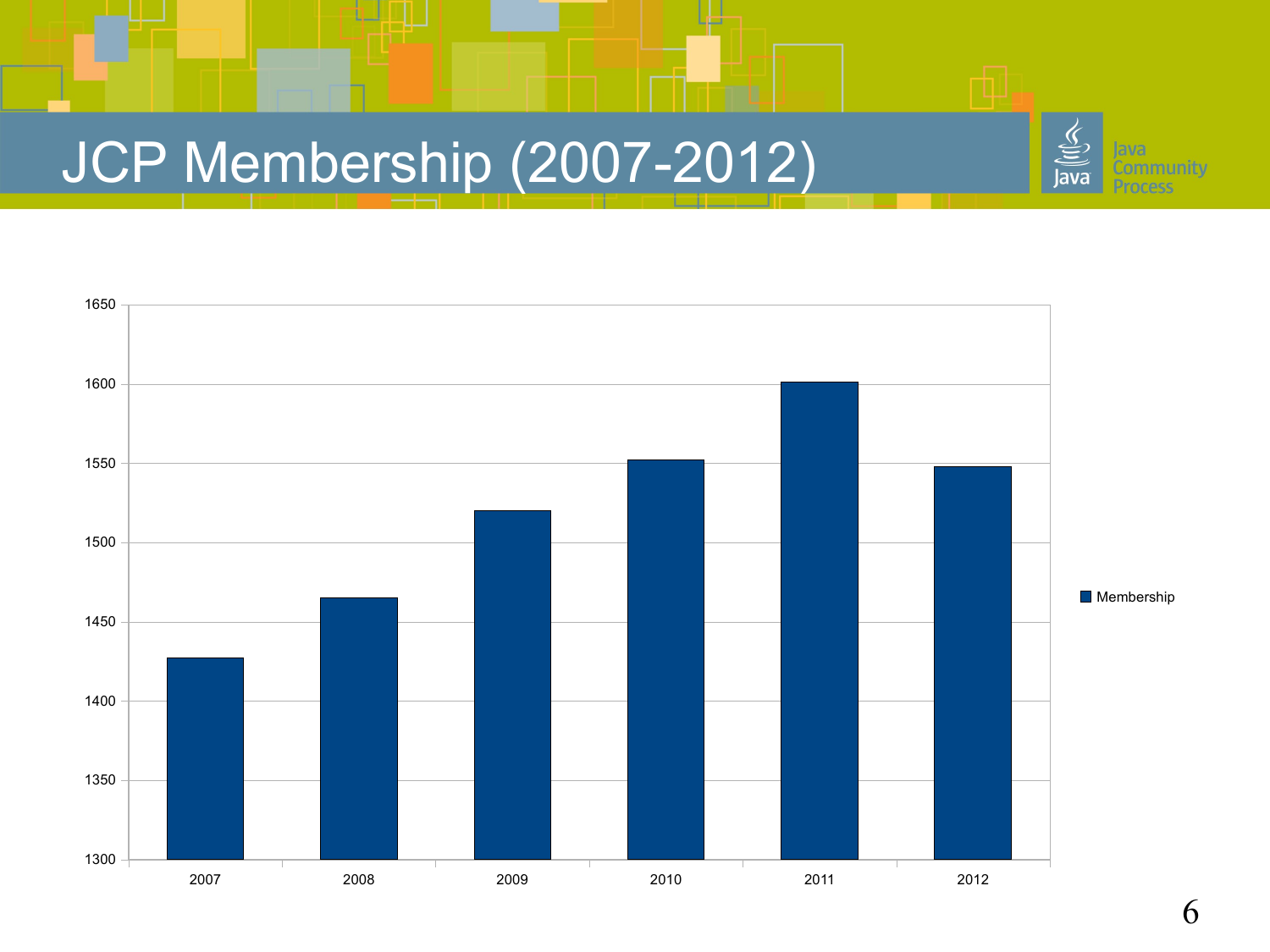# JCP Membership (2007-2012)

| Year | Membership |
|---|---|
| 2007 | ~1427 |
| 2008 | ~1465 |
| 2009 | ~1520 |
| 2010 | ~1552 |
| 2011 | ~1601 |
| 2012 | ~1548 |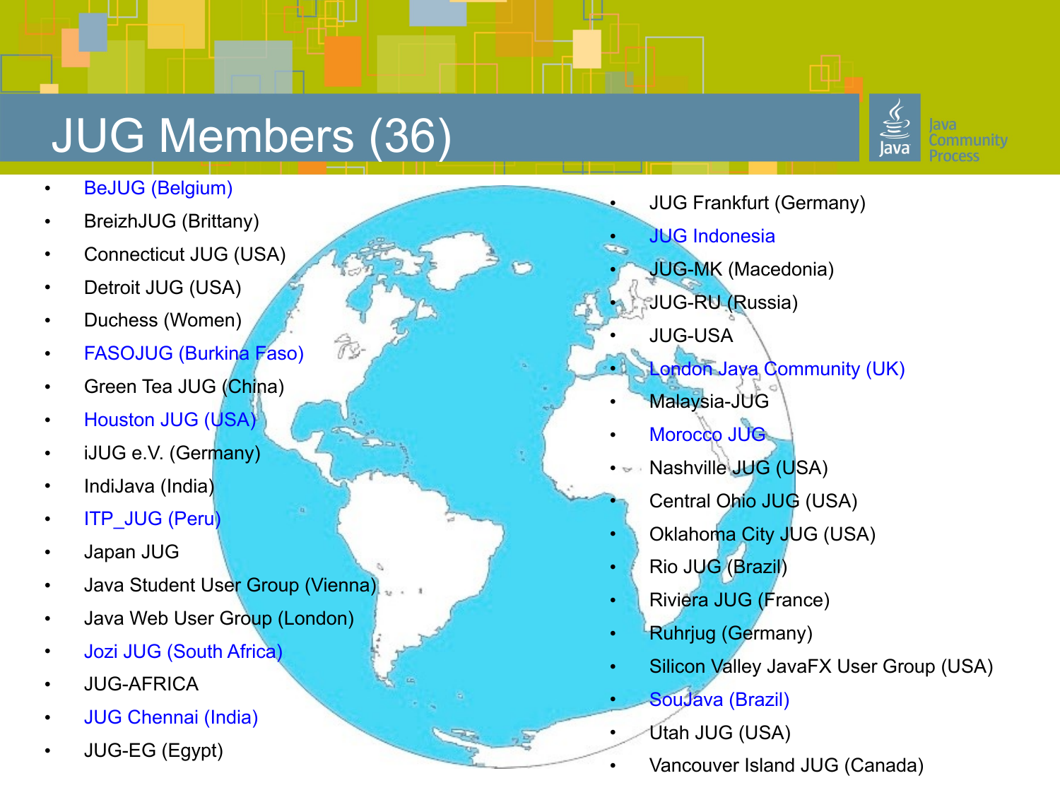# JUG Members (36)

- BeJUG (Belgium)
- BreizhJUG (Brittany)
- Connecticut JUG (USA)
- Detroit JUG (USA)
- Duchess (Women)
- FASOJUG (Burkina Faso)
- Green Tea JUG (China)
- Houston JUG (USA)
- iJUG e.V. (Germany)
- IndiJava (India)
- ITP_JUG (Peru)
- Japan JUG
- Java Student User Group (Vienna)
- Java Web User Group (London)
- Jozi JUG (South Africa)
- JUG-AFRICA
- JUG Chennai (India)
- JUG-EG (Egypt)
- JUG Frankfurt (Germany)
- JUG Indonesia
- JUG-MK (Macedonia)
- JUG-RU (Russia)
- JUG-USA
- London Java Community (UK)
- Malaysia-JUG
- Morocco JUG
- Nashville JUG (USA)
- Central Ohio JUG (USA)
- Oklahoma City JUG (USA)
- Rio JUG (Brazil)
- Riviera JUG (France)
- Ruhrjug (Germany)
- Silicon Valley JavaFX User Group (USA)
- SouJava (Brazil)
- Utah JUG (USA)
- Vancouver Island JUG (Canada)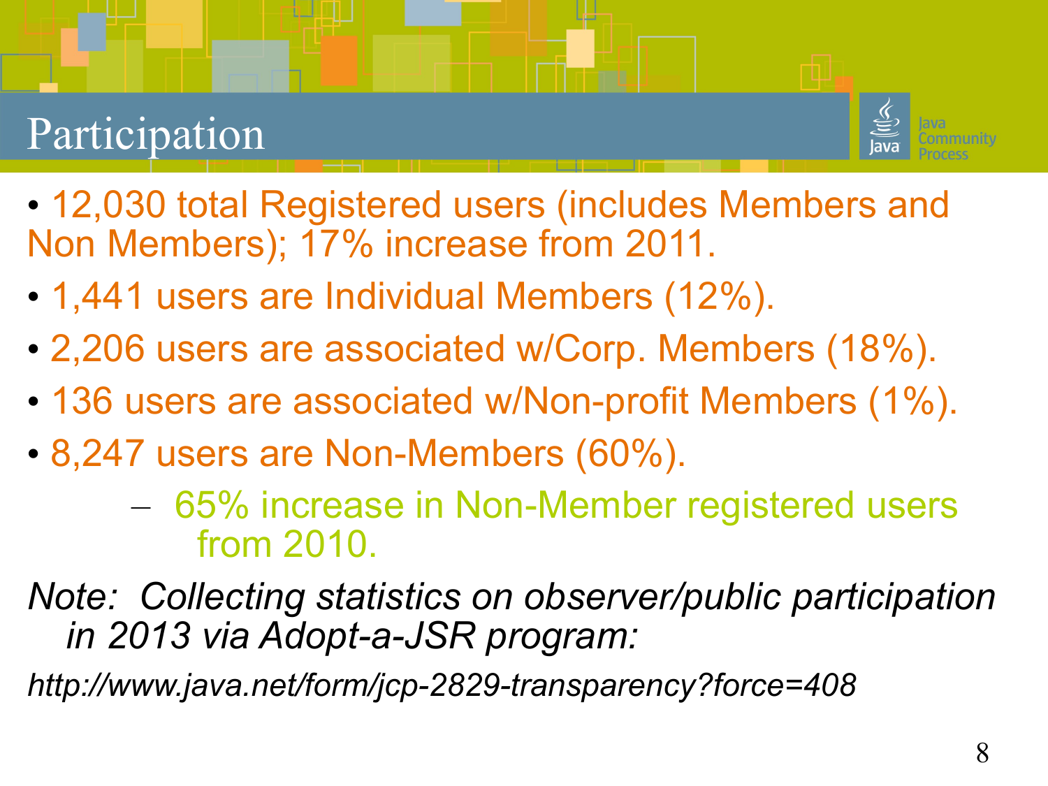# Participation

- 12,030 total Registered users (includes Members and Non Members); 17% increase from 2011.
- 1,441 users are Individual Members (12%).
- 2,206 users are associated w/Corp. Members (18%).
- 136 users are associated w/Non-profit Members (1%).
- 8,247 users are Non-Members (60%).
  - 65% increase in Non-Member registered users from 2010.

*Note: Collecting statistics on observer/public participation in 2013 via Adopt-a-JSR program:*

*http://www.java.net/form/jcp-2829-transparency?force=408*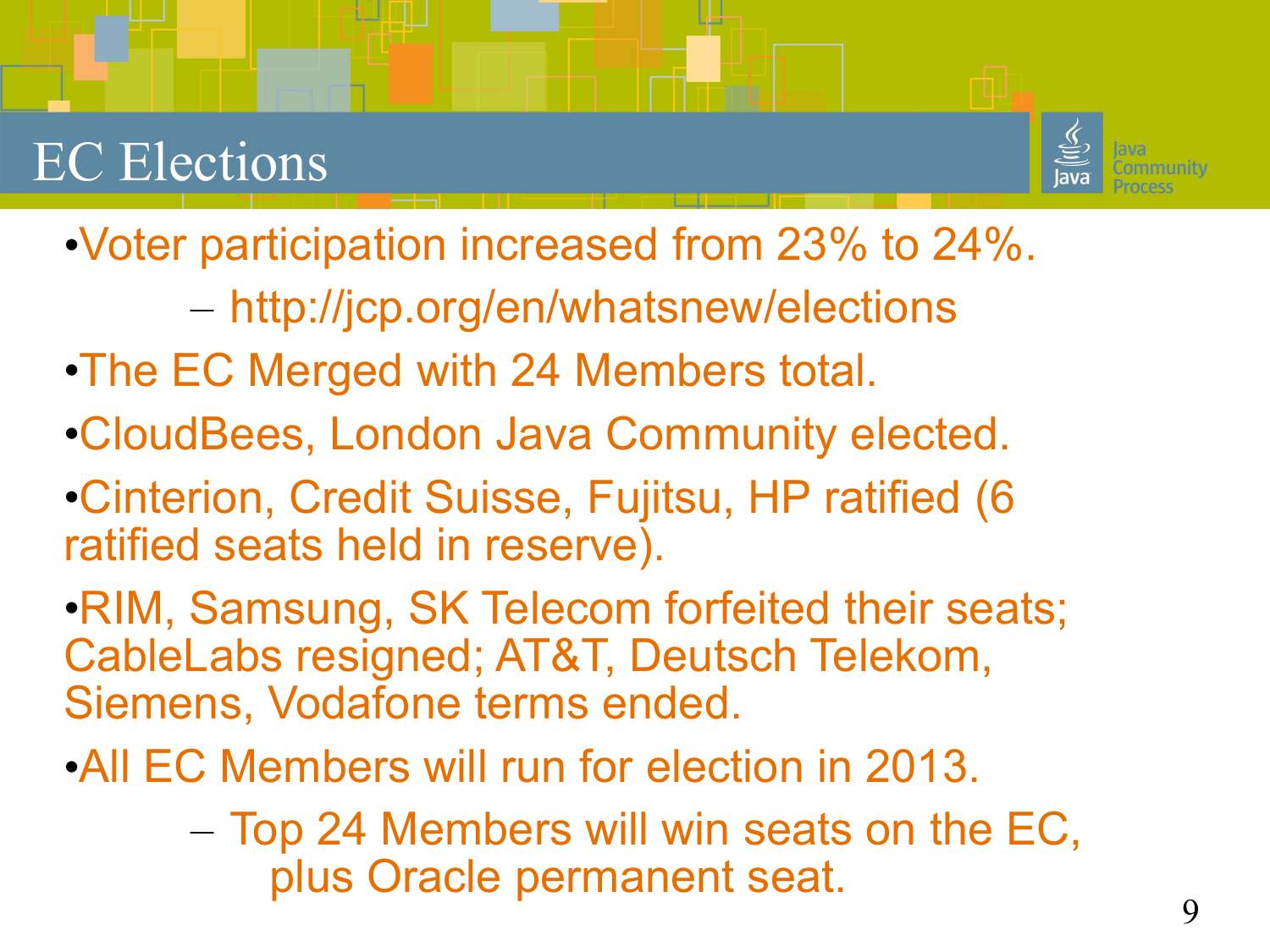# EC Elections

- Voter participation increased from 23% to 24%.
  - http://jcp.org/en/whatsnew/elections
- The EC Merged with 24 Members total.
- CloudBees, London Java Community elected.
- Cinterion, Credit Suisse, Fujitsu, HP ratified (6 ratified seats held in reserve).
- RIM, Samsung, SK Telecom forfeited their seats; CableLabs resigned; AT&T, Deutsch Telekom, Siemens, Vodafone terms ended.
- All EC Members will run for election in 2013.
  - Top 24 Members will win seats on the EC, plus Oracle permanent seat.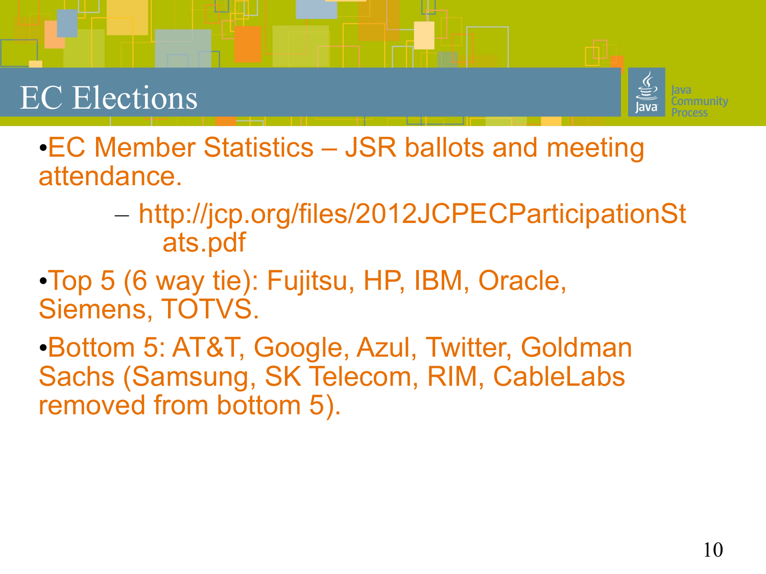# EC Elections

- EC Member Statistics – JSR ballots and meeting attendance.
  - http://jcp.org/files/2012JCPECParticipationStats.pdf
- Top 5 (6 way tie): Fujitsu, HP, IBM, Oracle, Siemens, TOTVS.
- Bottom 5: AT&T, Google, Azul, Twitter, Goldman Sachs (Samsung, SK Telecom, RIM, CableLabs removed from bottom 5).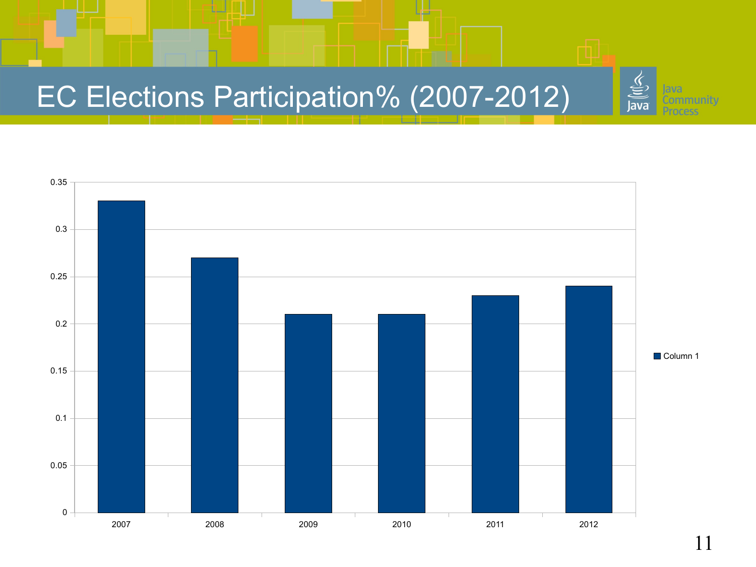# EC Elections Participation% (2007-2012)

| Year | Column 1 |
|---|---|
| 2007 | 0.33 |
| 2008 | 0.27 |
| 2009 | 0.21 |
| 2010 | 0.21 |
| 2011 | 0.23 |
| 2012 | 0.24 |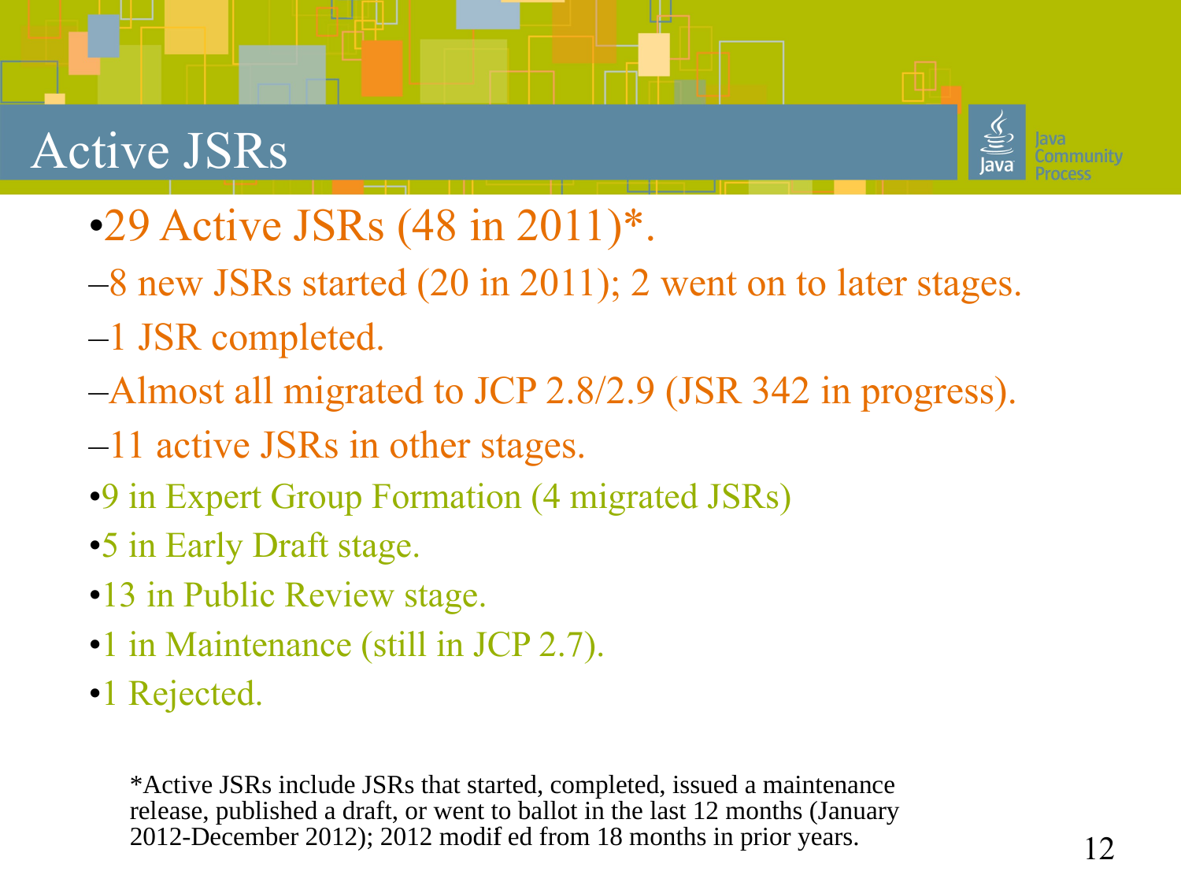# Active JSRs

- 29 Active JSRs (48 in 2011)*.
  - 8 new JSRs started (20 in 2011); 2 went on to later stages.
  - 1 JSR completed.
  - Almost all migrated to JCP 2.8/2.9 (JSR 342 in progress).
  - 11 active JSRs in other stages.
    - 9 in Expert Group Formation (4 migrated JSRs)
    - 5 in Early Draft stage.
    - 13 in Public Review stage.
    - 1 in Maintenance (still in JCP 2.7).
    - 1 Rejected.

*Active JSRs include JSRs that started, completed, issued a maintenance release, published a draft, or went to ballot in the last 12 months (January 2012-December 2012); 2012 modif ed from 18 months in prior years.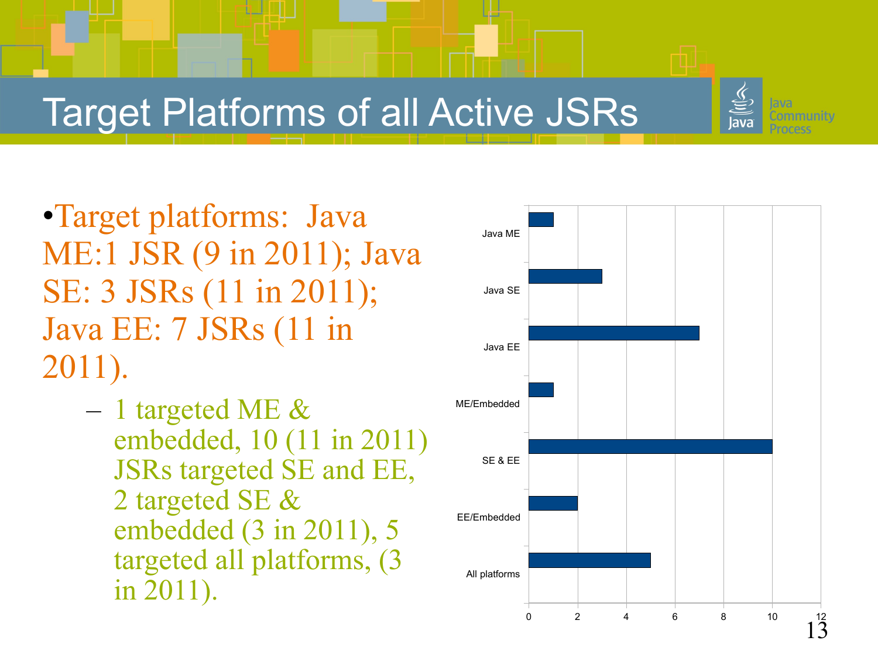# Target Platforms of all Active JSRs

- Target platforms: Java ME:1 JSR (9 in 2011); Java SE: 3 JSRs (11 in 2011); Java EE: 7 JSRs (11 in 2011).
  - 1 targeted ME & embedded, 10 (11 in 2011) JSRs targeted SE and EE, 2 targeted SE & embedded (3 in 2011), 5 targeted all platforms, (3 in 2011).

| Platform | JSRs |
|---|---|
| Java ME | 1 |
| Java SE | 3 |
| Java EE | 7 |
| ME/Embedded | 1 |
| SE & EE | 10 |
| EE/Embedded | 2 |
| All platforms | 5 |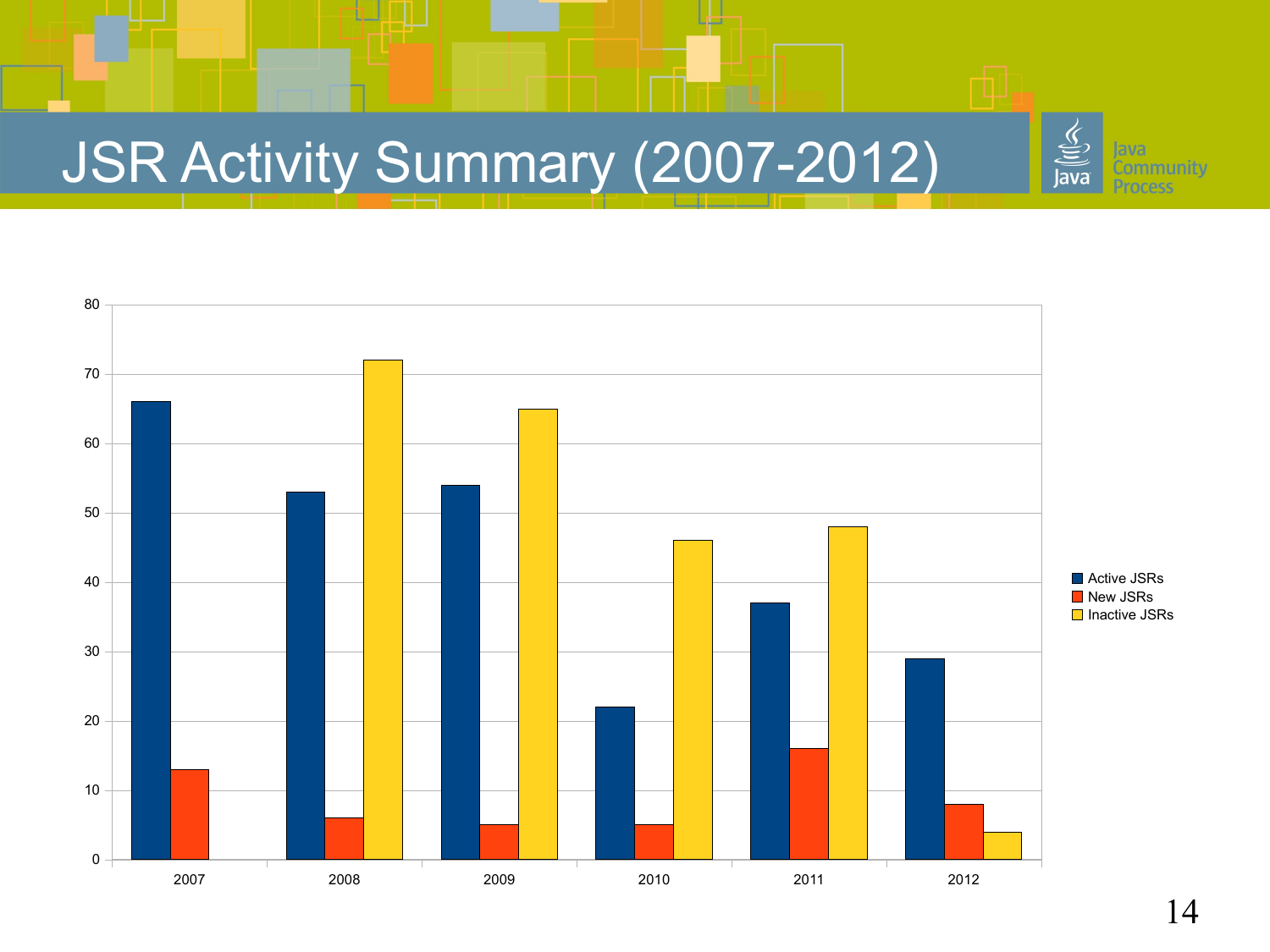# JSR Activity Summary (2007-2012)

| Year | Active JSRs | New JSRs | Inactive JSRs |
|---|---|---|---|
| 2007 | 66 | 13 | 0 |
| 2008 | 53 | 6 | 72 |
| 2009 | 54 | 5 | 65 |
| 2010 | 22 | 5 | 46 |
| 2011 | 37 | 16 | 48 |
| 2012 | 29 | 8 | 4 |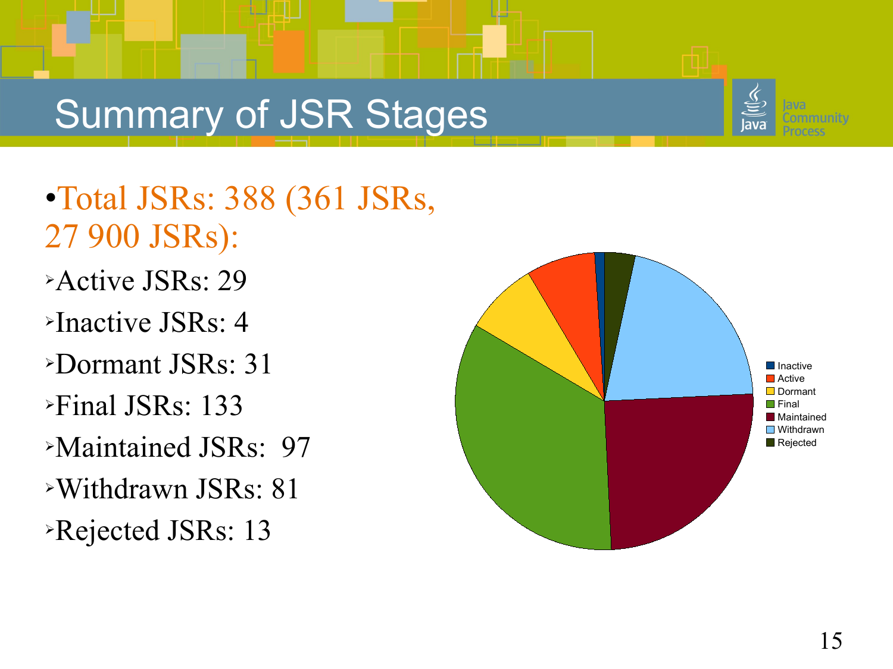# Summary of JSR Stages

- Total JSRs: 388 (361 JSRs, 27 900 JSRs):
  - Active JSRs: 29
  - Inactive JSRs: 4
  - Dormant JSRs: 31
  - Final JSRs: 133
  - Maintained JSRs: 97
  - Withdrawn JSRs: 81
  - Rejected JSRs: 13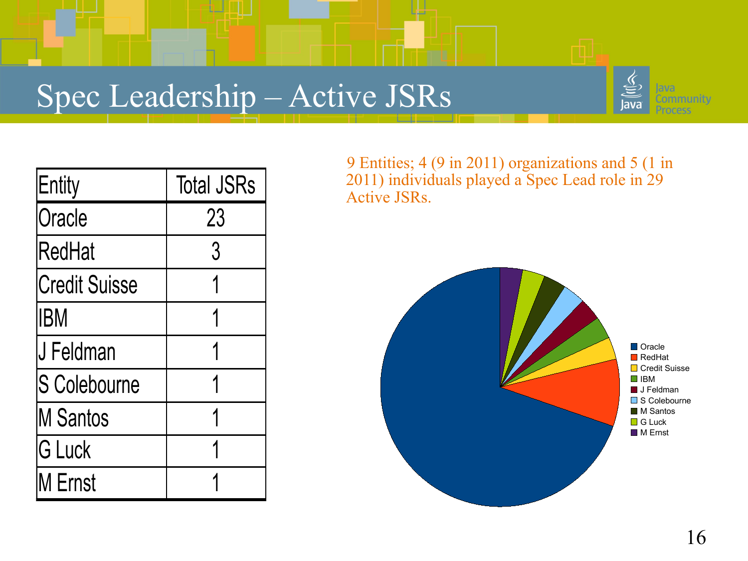# Spec Leadership – Active JSRs

| Entity | Total JSRs |
|---|---|
| Oracle | 23 |
| RedHat | 3 |
| Credit Suisse | 1 |
| IBM | 1 |
| J Feldman | 1 |
| S Colebourne | 1 |
| M Santos | 1 |
| G Luck | 1 |
| M Ernst | 1 |

9 Entities; 4 (9 in 2011) organizations and 5 (1 in 2011) individuals played a Spec Lead role in 29 Active JSRs.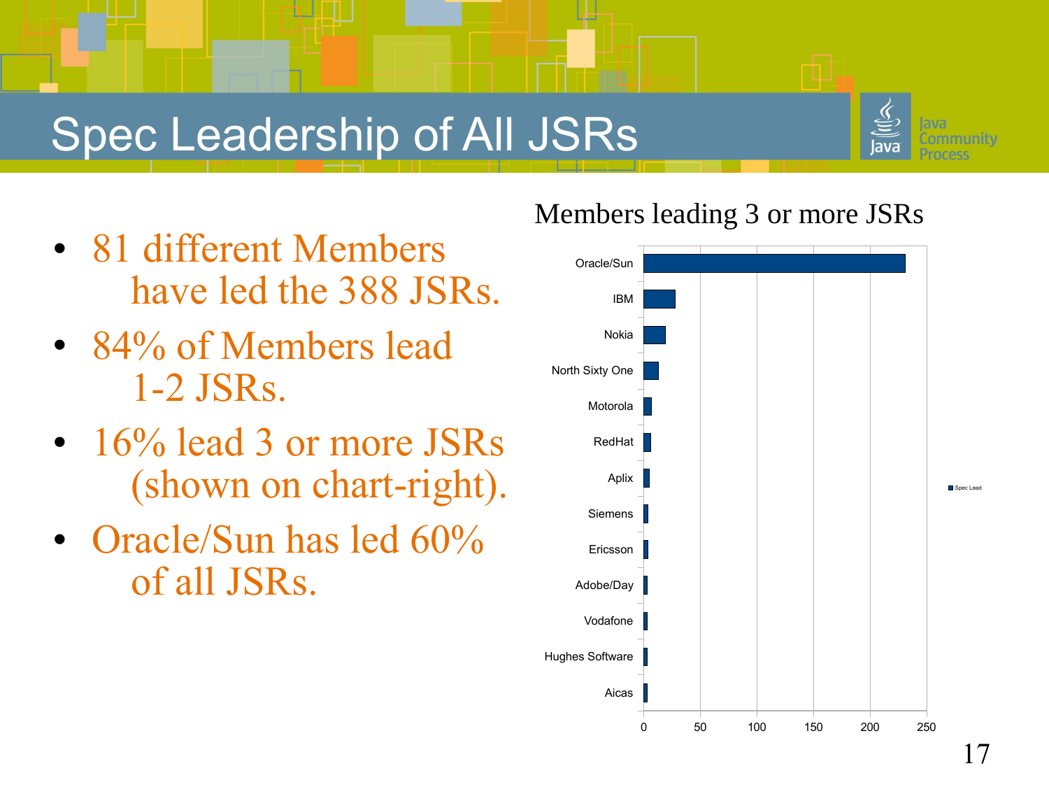# Spec Leadership of All JSRs

- 81 different Members have led the 388 JSRs.
- 84% of Members lead 1-2 JSRs.
- 16% lead 3 or more JSRs (shown on chart-right).
- Oracle/Sun has led 60% of all JSRs.

Members leading 3 or more JSRs

| Member | Spec Lead |
| --- | --- |
| Oracle/Sun | ~232 |
| IBM | ~28 |
| Nokia | ~19 |
| North Sixty One | ~13 |
| Motorola | ~7 |
| RedHat | ~6 |
| Aplix | ~5 |
| Siemens | ~4 |
| Ericsson | ~4 |
| Adobe/Day | ~3 |
| Vodafone | ~3 |
| Hughes Software | ~3 |
| Aicas | ~3 |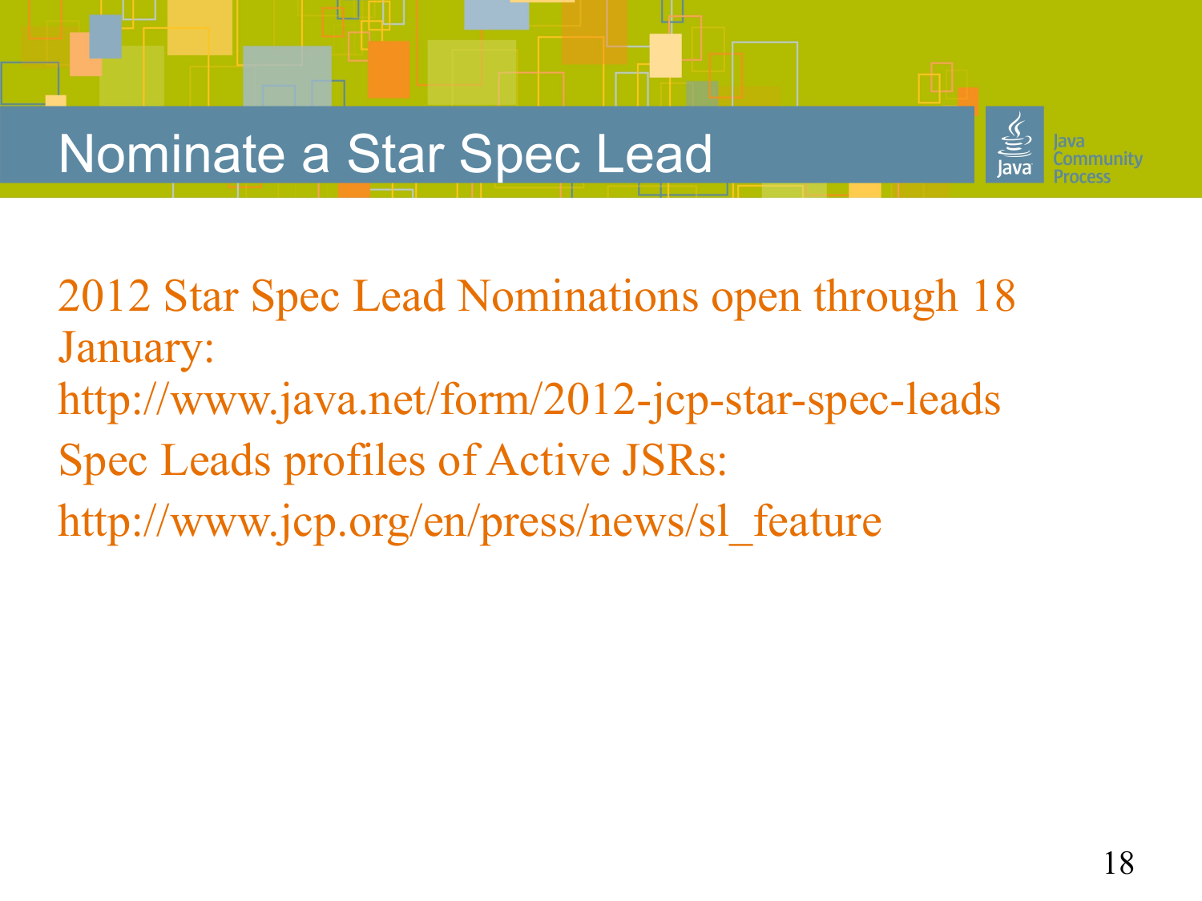# Nominate a Star Spec Lead

2012 Star Spec Lead Nominations open through 18 January:

http://www.java.net/form/2012-jcp-star-spec-leads

Spec Leads profiles of Active JSRs:

http://www.jcp.org/en/press/news/sl_feature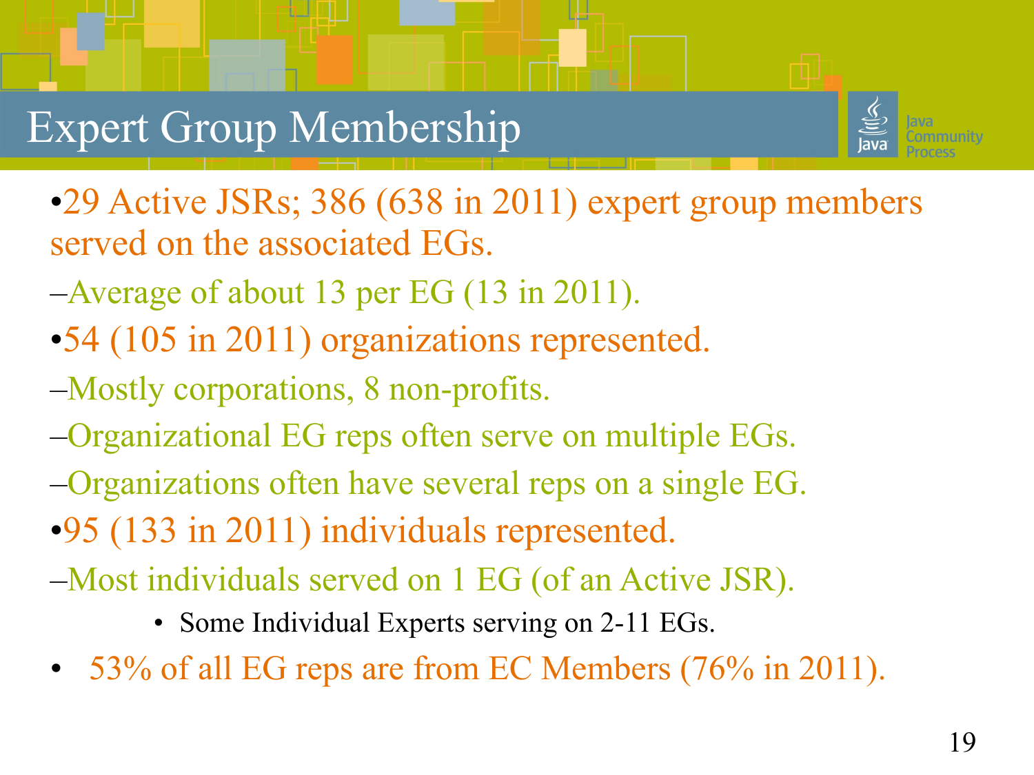# Expert Group Membership

- 29 Active JSRs; 386 (638 in 2011) expert group members served on the associated EGs.
  - Average of about 13 per EG (13 in 2011).
- 54 (105 in 2011) organizations represented.
  - Mostly corporations, 8 non-profits.
  - Organizational EG reps often serve on multiple EGs.
  - Organizations often have several reps on a single EG.
- 95 (133 in 2011) individuals represented.
  - Most individuals served on 1 EG (of an Active JSR).
    - Some Individual Experts serving on 2-11 EGs.
- 53% of all EG reps are from EC Members (76% in 2011).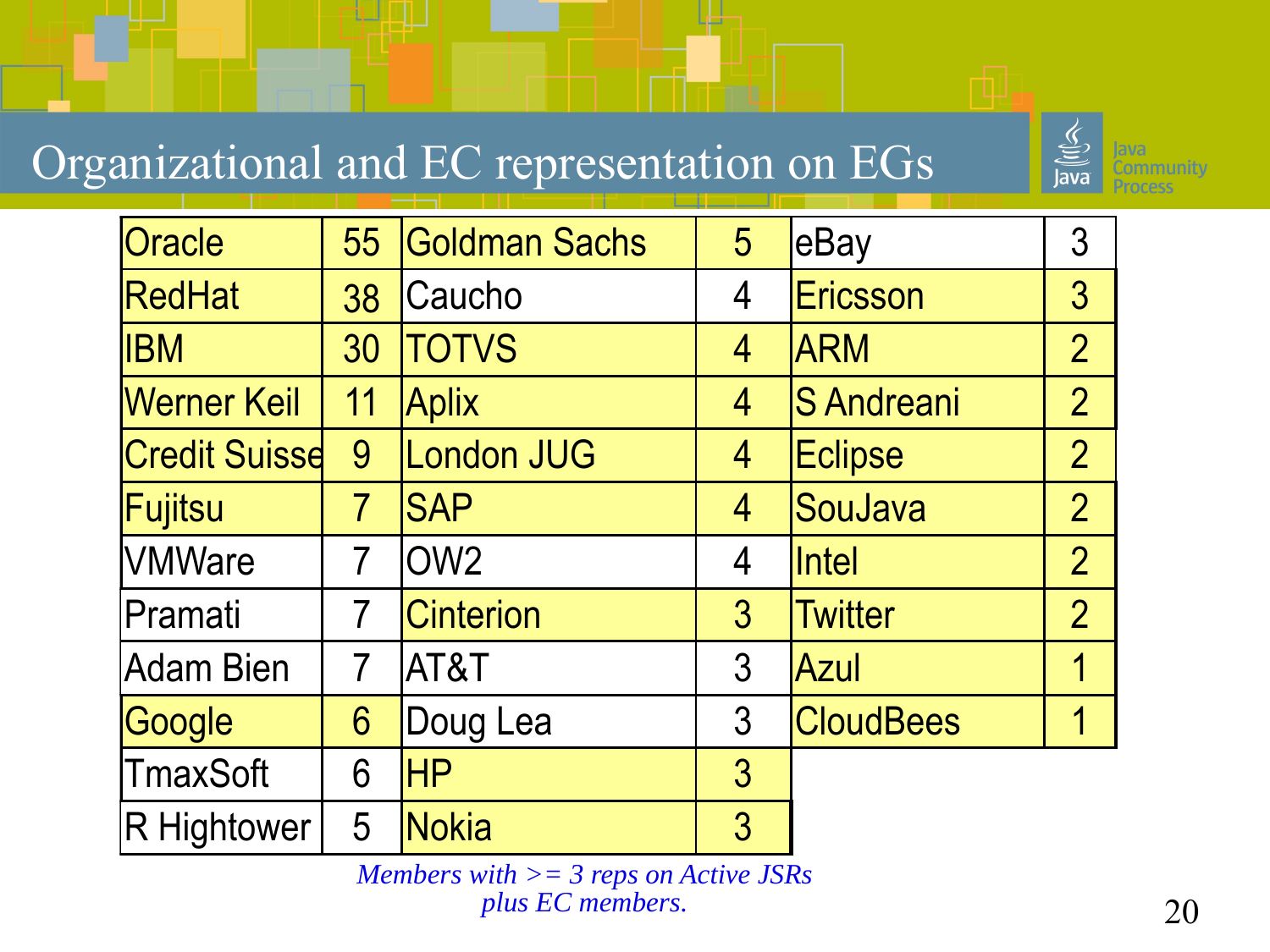# Organizational and EC representation on EGs

| | | | | | |
|---|---|---|---|---|---|
| Oracle | 55 | Goldman Sachs | 5 | eBay | 3 |
| RedHat | 38 | Caucho | 4 | Ericsson | 3 |
| IBM | 30 | TOTVS | 4 | ARM | 2 |
| Werner Keil | 11 | Aplix | 4 | S Andreani | 2 |
| Credit Suisse | 9 | London JUG | 4 | Eclipse | 2 |
| Fujitsu | 7 | SAP | 4 | SouJava | 2 |
| VMWare | 7 | OW2 | 4 | Intel | 2 |
| Pramati | 7 | Cinterion | 3 | Twitter | 2 |
| Adam Bien | 7 | AT&T | 3 | Azul | 1 |
| Google | 6 | Doug Lea | 3 | CloudBees | 1 |
| TmaxSoft | 6 | HP | 3 | | |
| R Hightower | 5 | Nokia | 3 | | |

*Members with >= 3 reps on Active JSRs plus EC members.*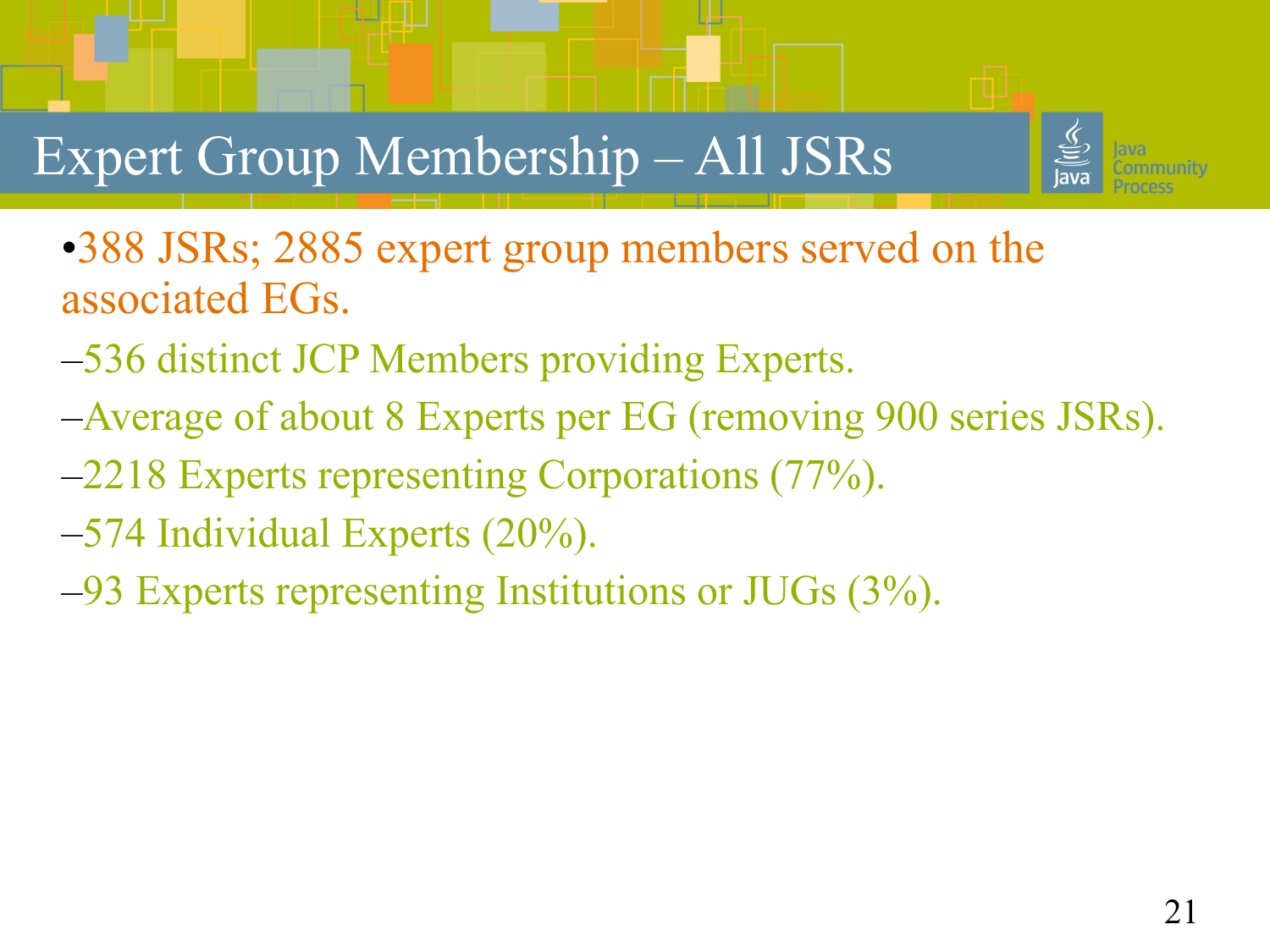# Expert Group Membership – All JSRs

- 388 JSRs; 2885 expert group members served on the associated EGs.
  - 536 distinct JCP Members providing Experts.
  - Average of about 8 Experts per EG (removing 900 series JSRs).
  - 2218 Experts representing Corporations (77%).
  - 574 Individual Experts (20%).
  - 93 Experts representing Institutions or JUGs (3%).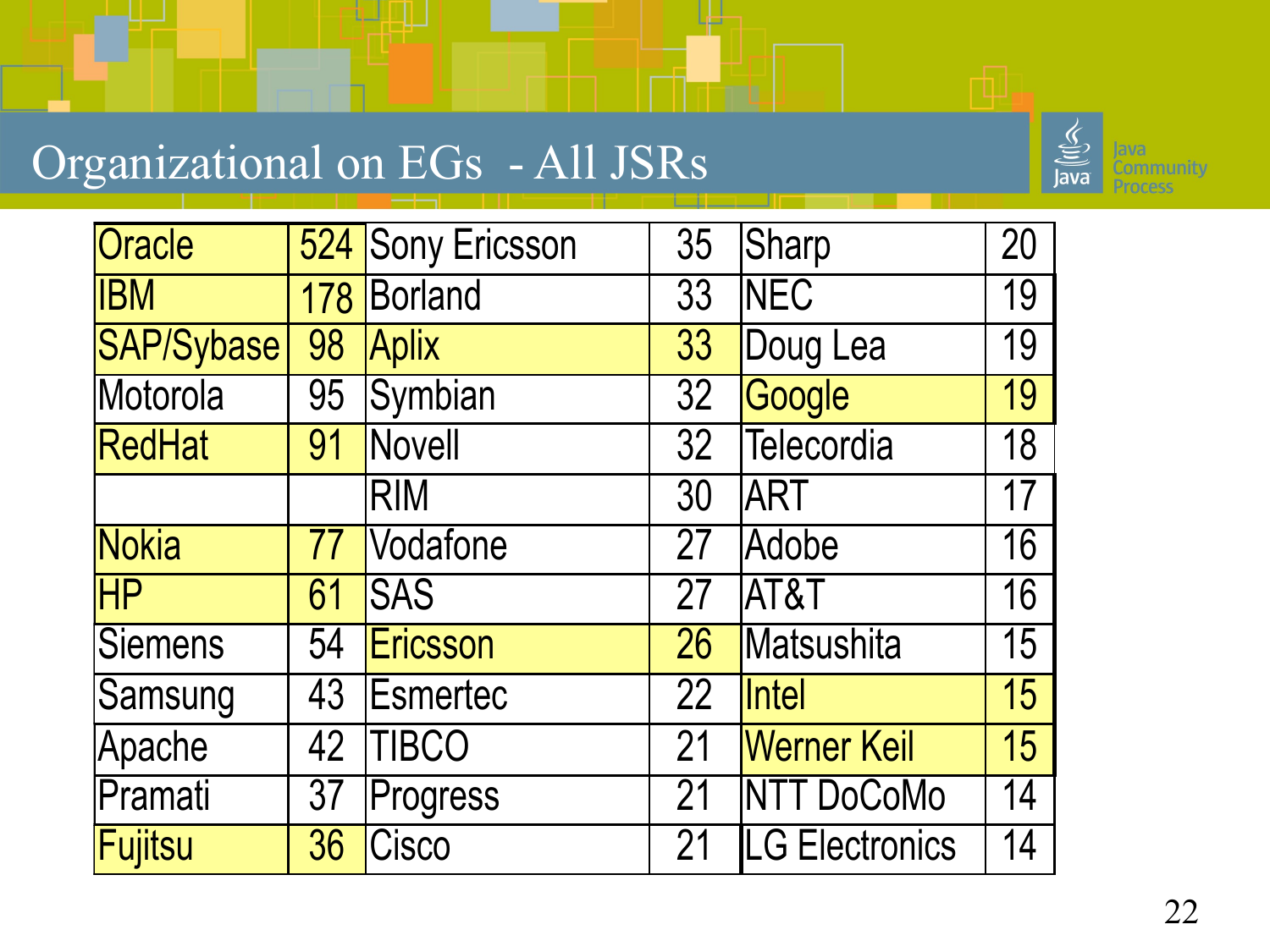# Organizational on EGs - All JSRs

| Oracle | 524 | Sony Ericsson | 35 | Sharp | 20 |
|---|---|---|---|---|---|
| IBM | 178 | Borland | 33 | NEC | 19 |
| SAP/Sybase | 98 | Aplix | 33 | Doug Lea | 19 |
| Motorola | 95 | Symbian | 32 | Google | 19 |
| RedHat | 91 | Novell | 32 | Telecordia | 18 |
| | | RIM | 30 | ART | 17 |
| Nokia | 77 | Vodafone | 27 | Adobe | 16 |
| HP | 61 | SAS | 27 | AT&T | 16 |
| Siemens | 54 | Ericsson | 26 | Matsushita | 15 |
| Samsung | 43 | Esmertec | 22 | Intel | 15 |
| Apache | 42 | TIBCO | 21 | Werner Keil | 15 |
| Pramati | 37 | Progress | 21 | NTT DoCoMo | 14 |
| Fujitsu | 36 | Cisco | 21 | LG Electronics | 14 |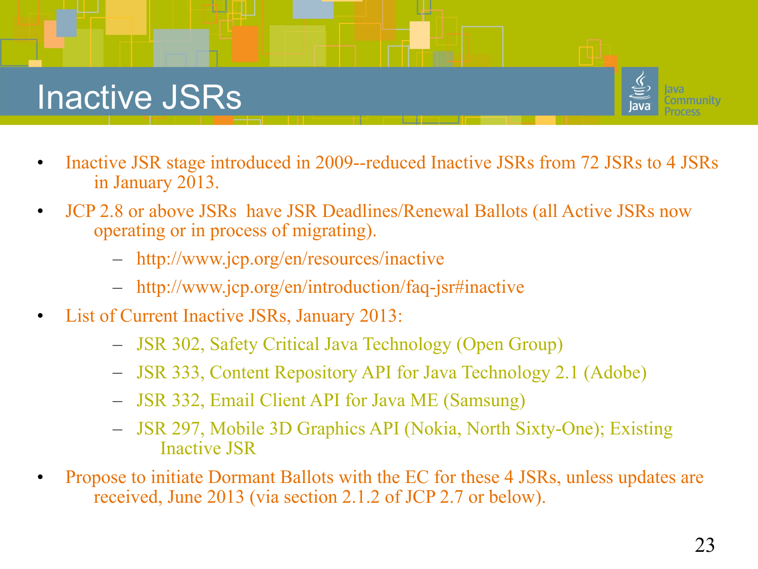# Inactive JSRs

- Inactive JSR stage introduced in 2009--reduced Inactive JSRs from 72 JSRs to 4 JSRs in January 2013.
- JCP 2.8 or above JSRs have JSR Deadlines/Renewal Ballots (all Active JSRs now operating or in process of migrating).
  - http://www.jcp.org/en/resources/inactive
  - http://www.jcp.org/en/introduction/faq-jsr#inactive
- List of Current Inactive JSRs, January 2013:
  - JSR 302, Safety Critical Java Technology (Open Group)
  - JSR 333, Content Repository API for Java Technology 2.1 (Adobe)
  - JSR 332, Email Client API for Java ME (Samsung)
  - JSR 297, Mobile 3D Graphics API (Nokia, North Sixty-One); Existing Inactive JSR
- Propose to initiate Dormant Ballots with the EC for these 4 JSRs, unless updates are received, June 2013 (via section 2.1.2 of JCP 2.7 or below).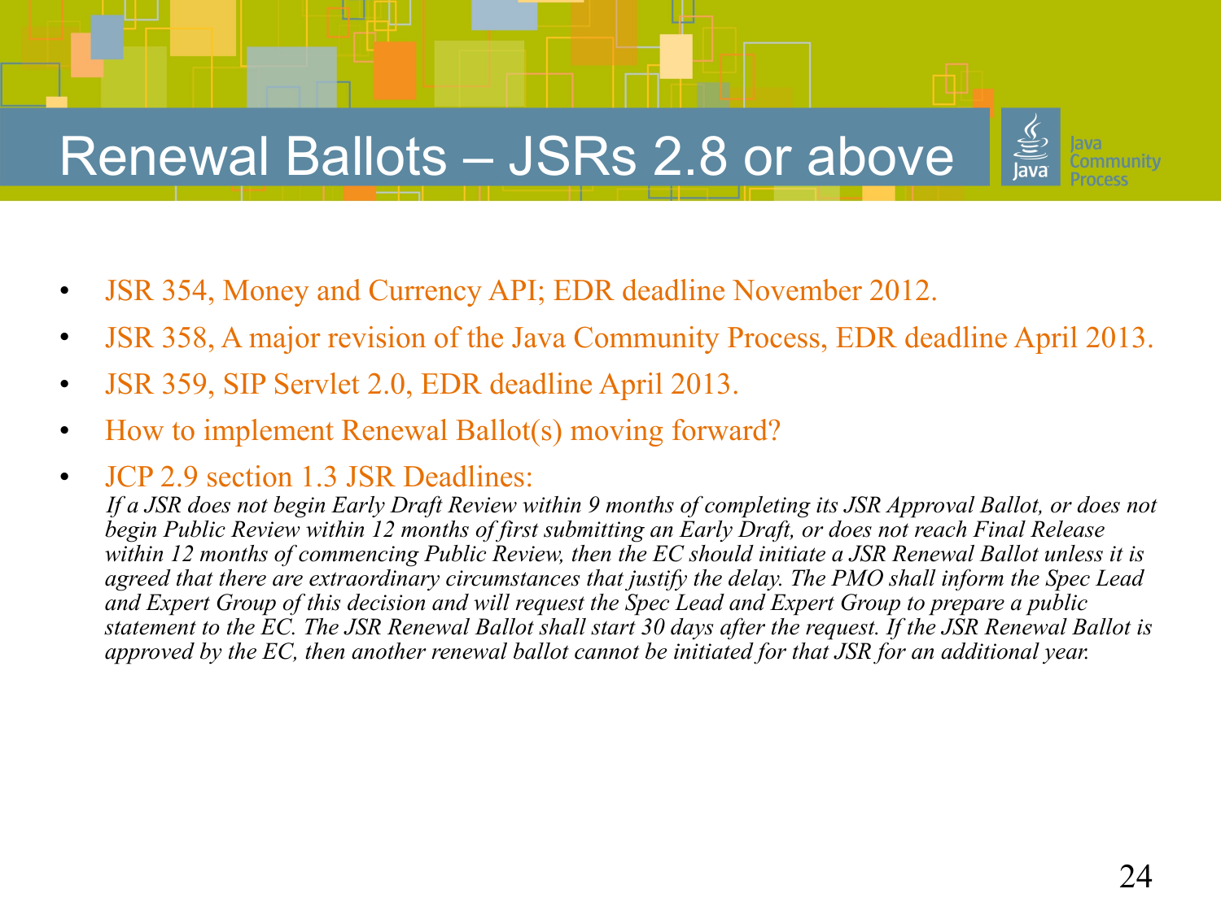# Renewal Ballots – JSRs 2.8 or above

- JSR 354, Money and Currency API; EDR deadline November 2012.
- JSR 358, A major revision of the Java Community Process, EDR deadline April 2013.
- JSR 359, SIP Servlet 2.0, EDR deadline April 2013.
- How to implement Renewal Ballot(s) moving forward?
- JCP 2.9 section 1.3 JSR Deadlines:
  *If a JSR does not begin Early Draft Review within 9 months of completing its JSR Approval Ballot, or does not begin Public Review within 12 months of first submitting an Early Draft, or does not reach Final Release within 12 months of commencing Public Review, then the EC should initiate a JSR Renewal Ballot unless it is agreed that there are extraordinary circumstances that justify the delay. The PMO shall inform the Spec Lead and Expert Group of this decision and will request the Spec Lead and Expert Group to prepare a public statement to the EC. The JSR Renewal Ballot shall start 30 days after the request. If the JSR Renewal Ballot is approved by the EC, then another renewal ballot cannot be initiated for that JSR for an additional year.*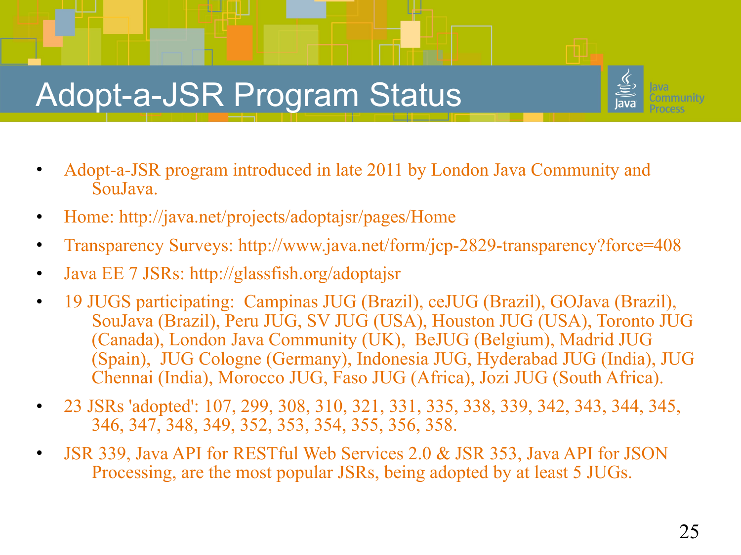# Adopt-a-JSR Program Status

- Adopt-a-JSR program introduced in late 2011 by London Java Community and SouJava.
- Home: http://java.net/projects/adoptajsr/pages/Home
- Transparency Surveys: http://www.java.net/form/jcp-2829-transparency?force=408
- Java EE 7 JSRs: http://glassfish.org/adoptajsr
- 19 JUGS participating: Campinas JUG (Brazil), ceJUG (Brazil), GOJava (Brazil), SouJava (Brazil), Peru JUG, SV JUG (USA), Houston JUG (USA), Toronto JUG (Canada), London Java Community (UK), BeJUG (Belgium), Madrid JUG (Spain), JUG Cologne (Germany), Indonesia JUG, Hyderabad JUG (India), JUG Chennai (India), Morocco JUG, Faso JUG (Africa), Jozi JUG (South Africa).
- 23 JSRs 'adopted': 107, 299, 308, 310, 321, 331, 335, 338, 339, 342, 343, 344, 345, 346, 347, 348, 349, 352, 353, 354, 355, 356, 358.
- JSR 339, Java API for RESTful Web Services 2.0 & JSR 353, Java API for JSON Processing, are the most popular JSRs, being adopted by at least 5 JUGs.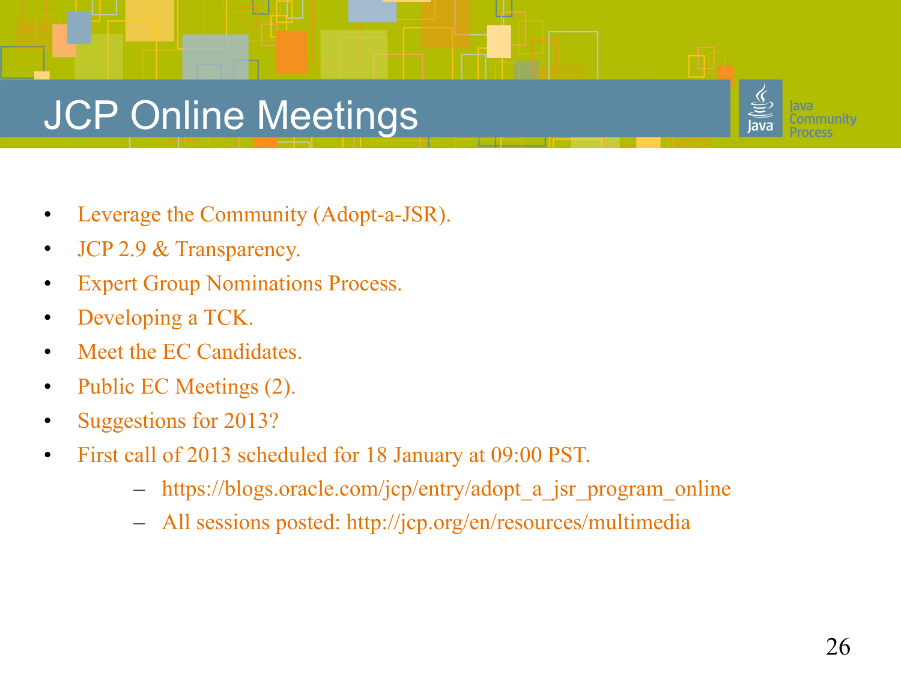# JCP Online Meetings

- Leverage the Community (Adopt-a-JSR).
- JCP 2.9 & Transparency.
- Expert Group Nominations Process.
- Developing a TCK.
- Meet the EC Candidates.
- Public EC Meetings (2).
- Suggestions for 2013?
- First call of 2013 scheduled for 18 January at 09:00 PST.
  - https://blogs.oracle.com/jcp/entry/adopt_a_jsr_program_online
  - All sessions posted: http://jcp.org/en/resources/multimedia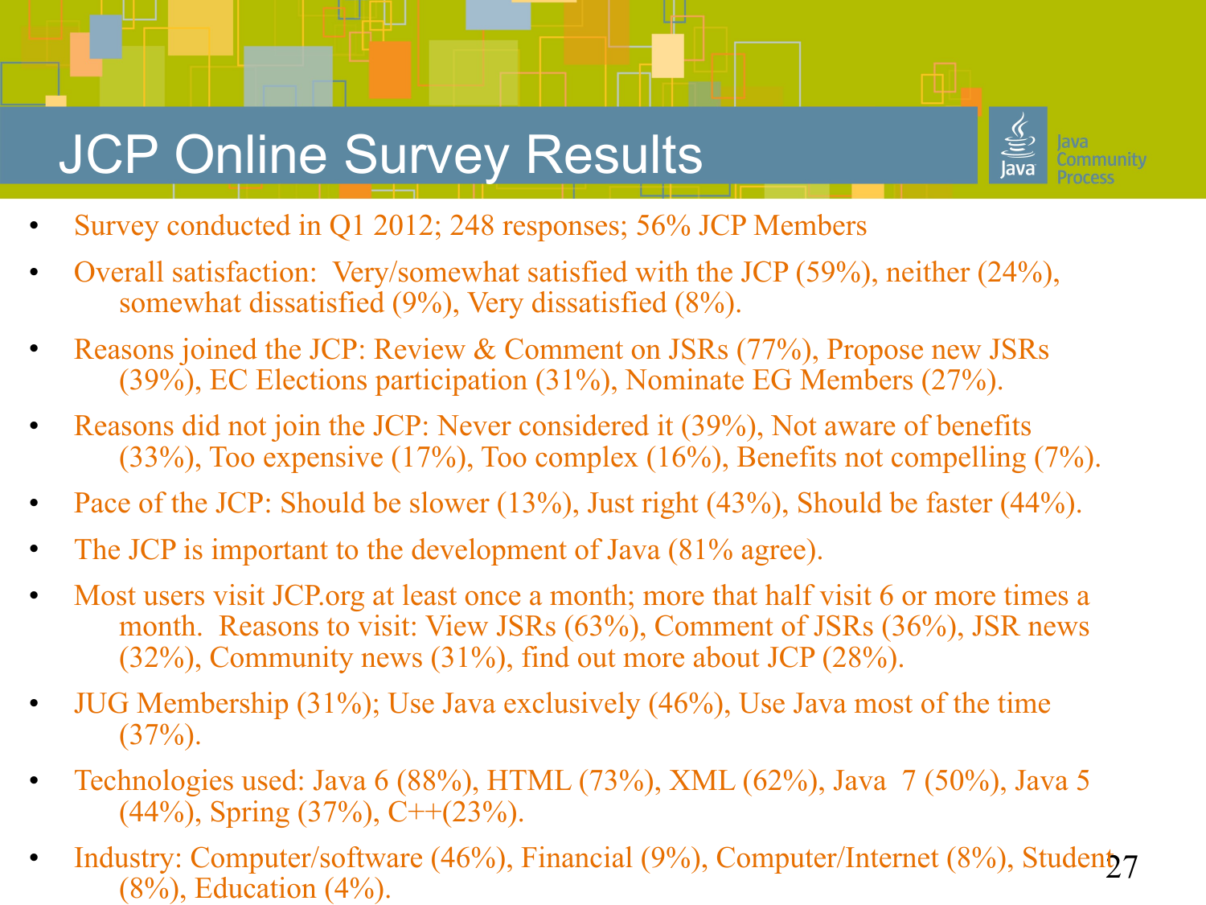# JCP Online Survey Results

- Survey conducted in Q1 2012; 248 responses; 56% JCP Members
- Overall satisfaction: Very/somewhat satisfied with the JCP (59%), neither (24%), somewhat dissatisfied (9%), Very dissatisfied (8%).
- Reasons joined the JCP: Review & Comment on JSRs (77%), Propose new JSRs (39%), EC Elections participation (31%), Nominate EG Members (27%).
- Reasons did not join the JCP: Never considered it (39%), Not aware of benefits (33%), Too expensive (17%), Too complex (16%), Benefits not compelling (7%).
- Pace of the JCP: Should be slower (13%), Just right (43%), Should be faster (44%).
- The JCP is important to the development of Java (81% agree).
- Most users visit JCP.org at least once a month; more that half visit 6 or more times a month. Reasons to visit: View JSRs (63%), Comment of JSRs (36%), JSR news (32%), Community news (31%), find out more about JCP (28%).
- JUG Membership (31%); Use Java exclusively (46%), Use Java most of the time (37%).
- Technologies used: Java 6 (88%), HTML (73%), XML (62%), Java 7 (50%), Java 5 (44%), Spring (37%), C++(23%).
- Industry: Computer/software (46%), Financial (9%), Computer/Internet (8%), Student (8%), Education (4%).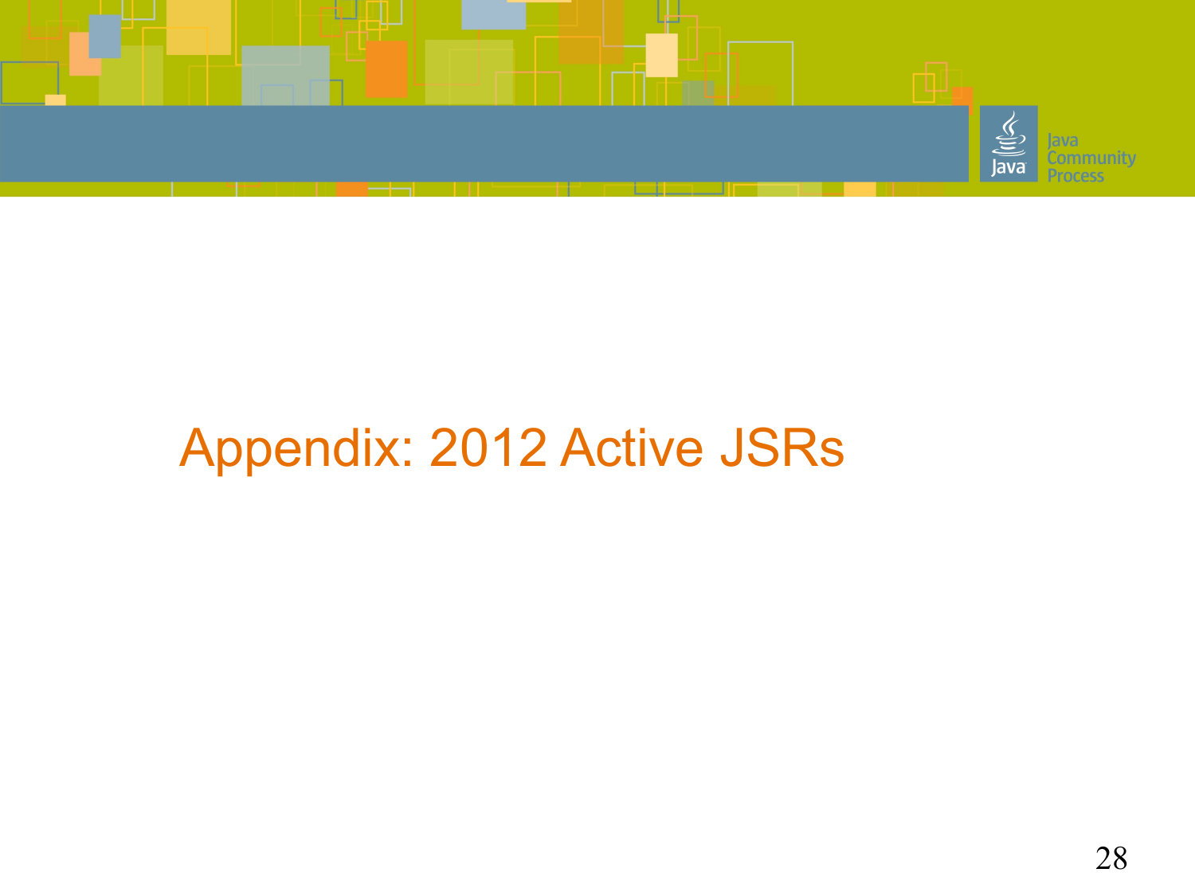# Appendix: 2012 Active JSRs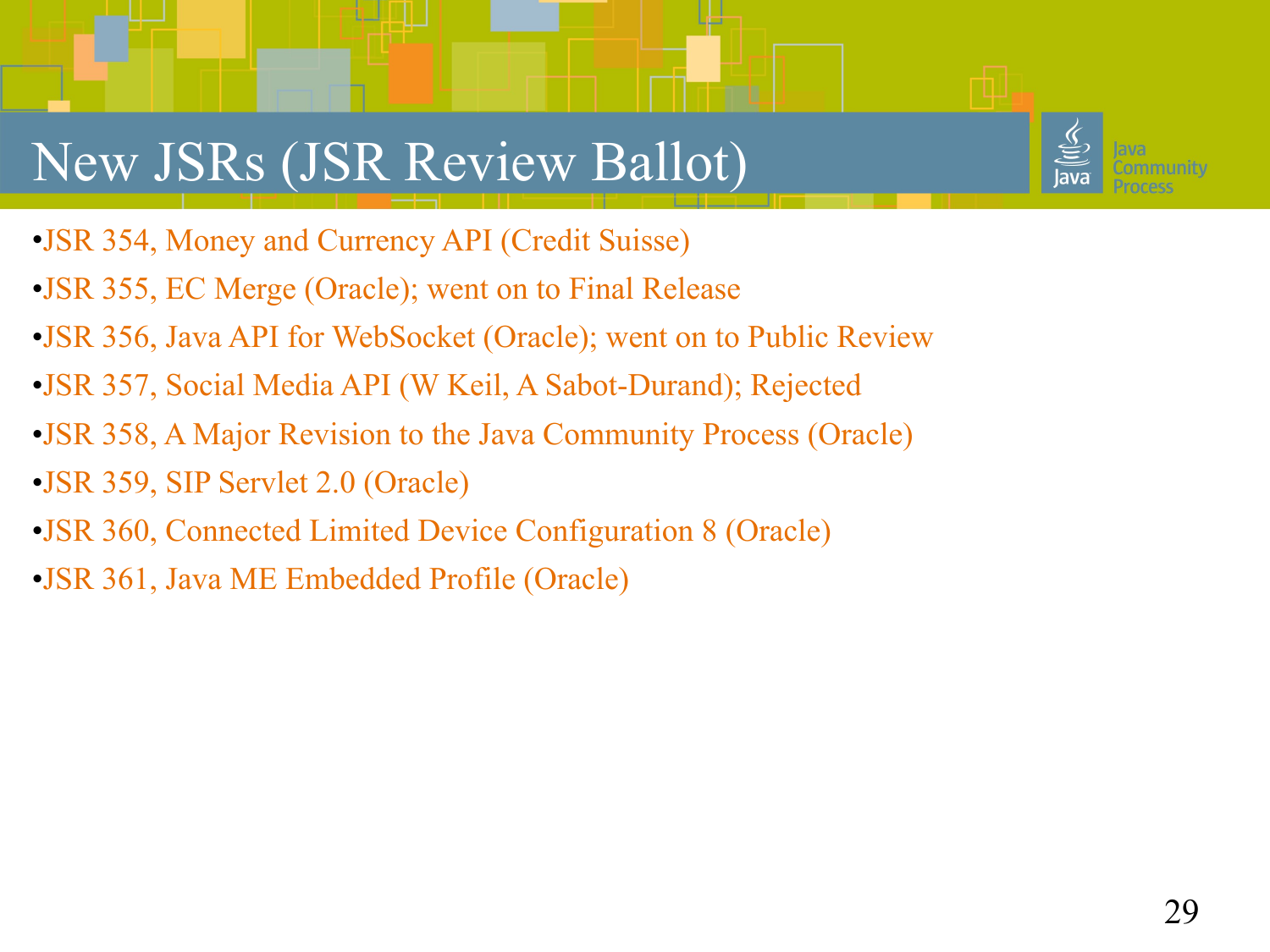# New JSRs (JSR Review Ballot)

- JSR 354, Money and Currency API (Credit Suisse)
- JSR 355, EC Merge (Oracle); went on to Final Release
- JSR 356, Java API for WebSocket (Oracle); went on to Public Review
- JSR 357, Social Media API (W Keil, A Sabot-Durand); Rejected
- JSR 358, A Major Revision to the Java Community Process (Oracle)
- JSR 359, SIP Servlet 2.0 (Oracle)
- JSR 360, Connected Limited Device Configuration 8 (Oracle)
- JSR 361, Java ME Embedded Profile (Oracle)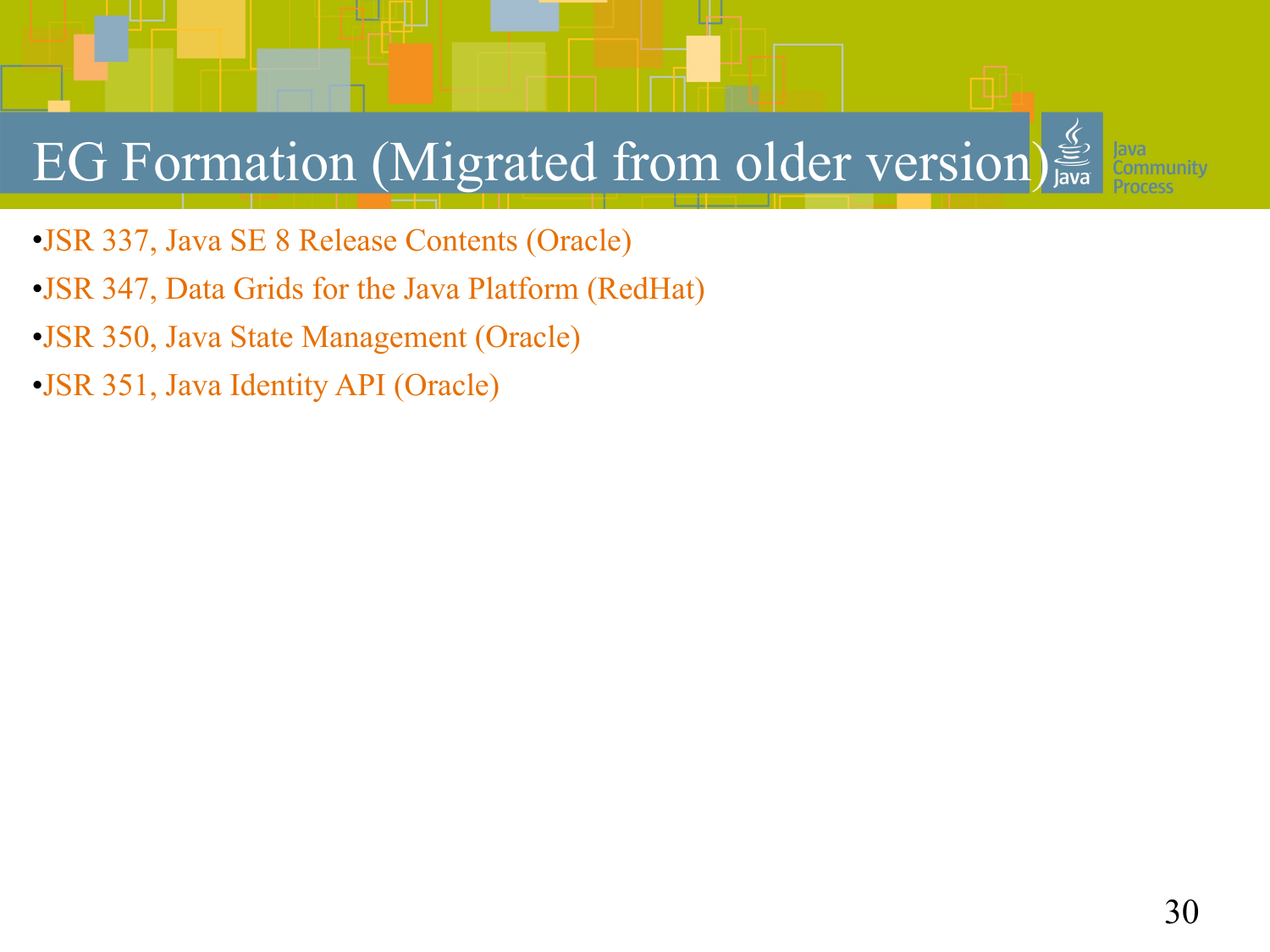# EG Formation (Migrated from older version)

- JSR 337, Java SE 8 Release Contents (Oracle)
- JSR 347, Data Grids for the Java Platform (RedHat)
- JSR 350, Java State Management (Oracle)
- JSR 351, Java Identity API (Oracle)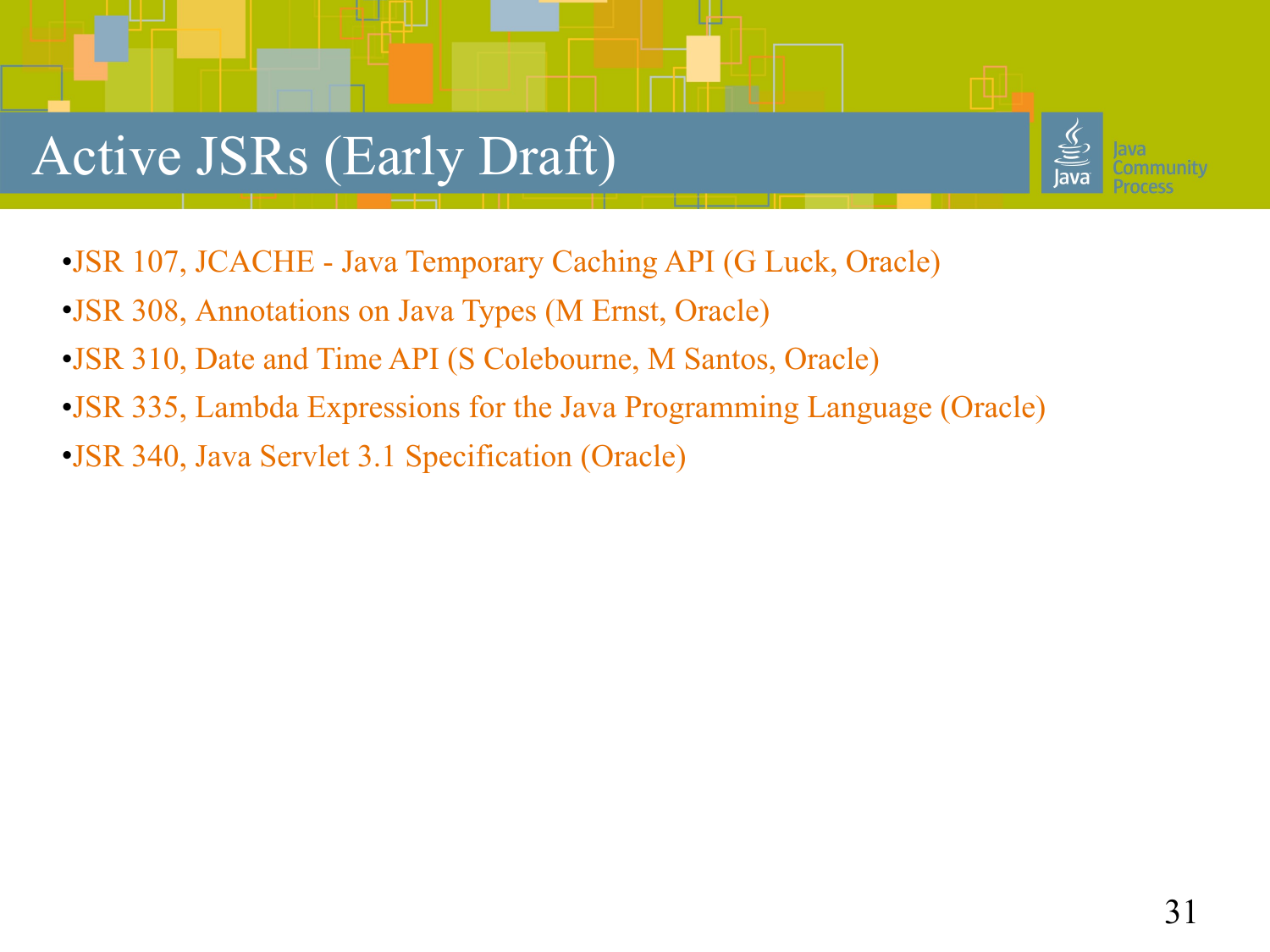# Active JSRs (Early Draft)

- JSR 107, JCACHE - Java Temporary Caching API (G Luck, Oracle)
- JSR 308, Annotations on Java Types (M Ernst, Oracle)
- JSR 310, Date and Time API (S Colebourne, M Santos, Oracle)
- JSR 335, Lambda Expressions for the Java Programming Language (Oracle)
- JSR 340, Java Servlet 3.1 Specification (Oracle)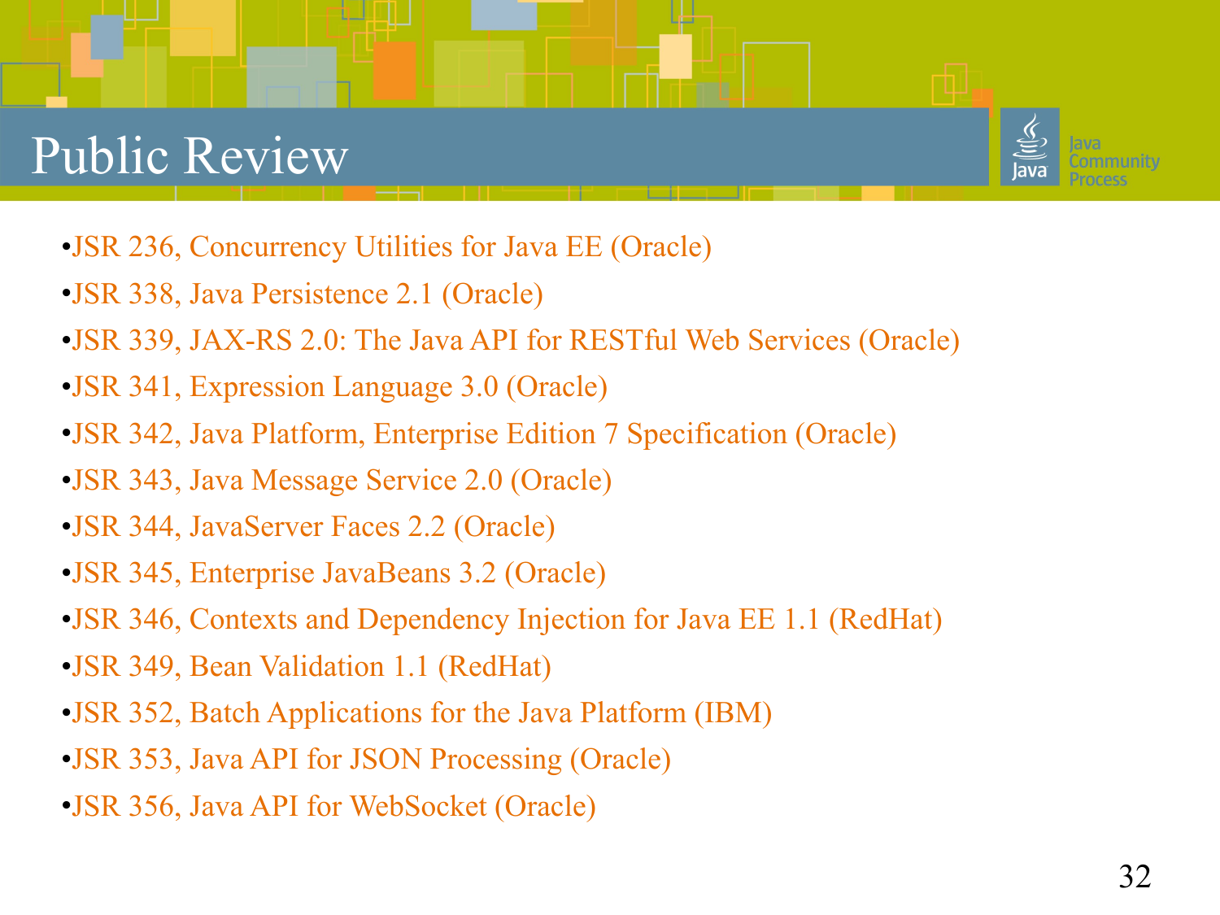# Public Review

- JSR 236, Concurrency Utilities for Java EE (Oracle)
- JSR 338, Java Persistence 2.1 (Oracle)
- JSR 339, JAX-RS 2.0: The Java API for RESTful Web Services (Oracle)
- JSR 341, Expression Language 3.0 (Oracle)
- JSR 342, Java Platform, Enterprise Edition 7 Specification (Oracle)
- JSR 343, Java Message Service 2.0 (Oracle)
- JSR 344, JavaServer Faces 2.2 (Oracle)
- JSR 345, Enterprise JavaBeans 3.2 (Oracle)
- JSR 346, Contexts and Dependency Injection for Java EE 1.1 (RedHat)
- JSR 349, Bean Validation 1.1 (RedHat)
- JSR 352, Batch Applications for the Java Platform (IBM)
- JSR 353, Java API for JSON Processing (Oracle)
- JSR 356, Java API for WebSocket (Oracle)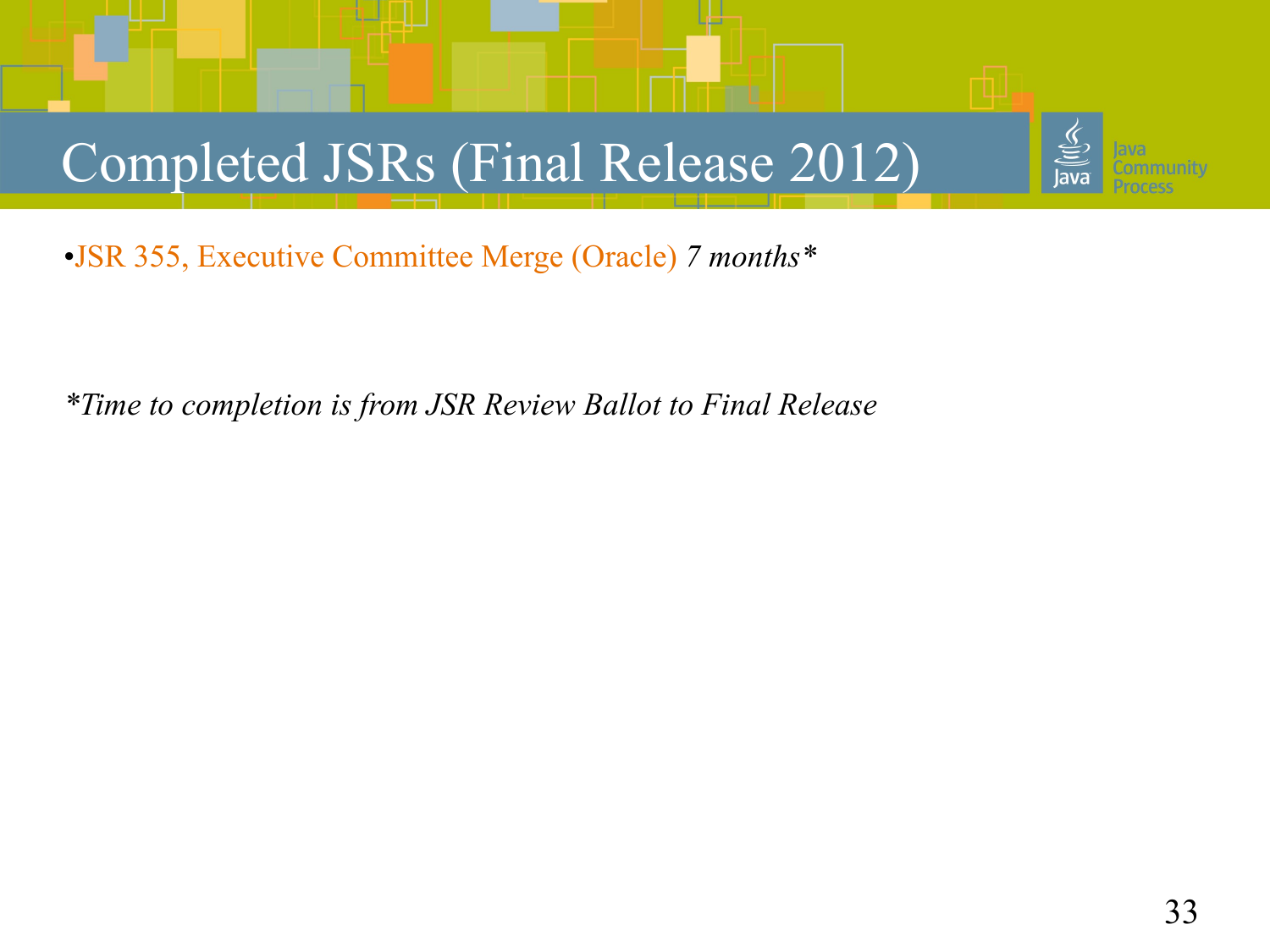# Completed JSRs (Final Release 2012)

- JSR 355, Executive Committee Merge (Oracle) *7 months**

**Time to completion is from JSR Review Ballot to Final Release*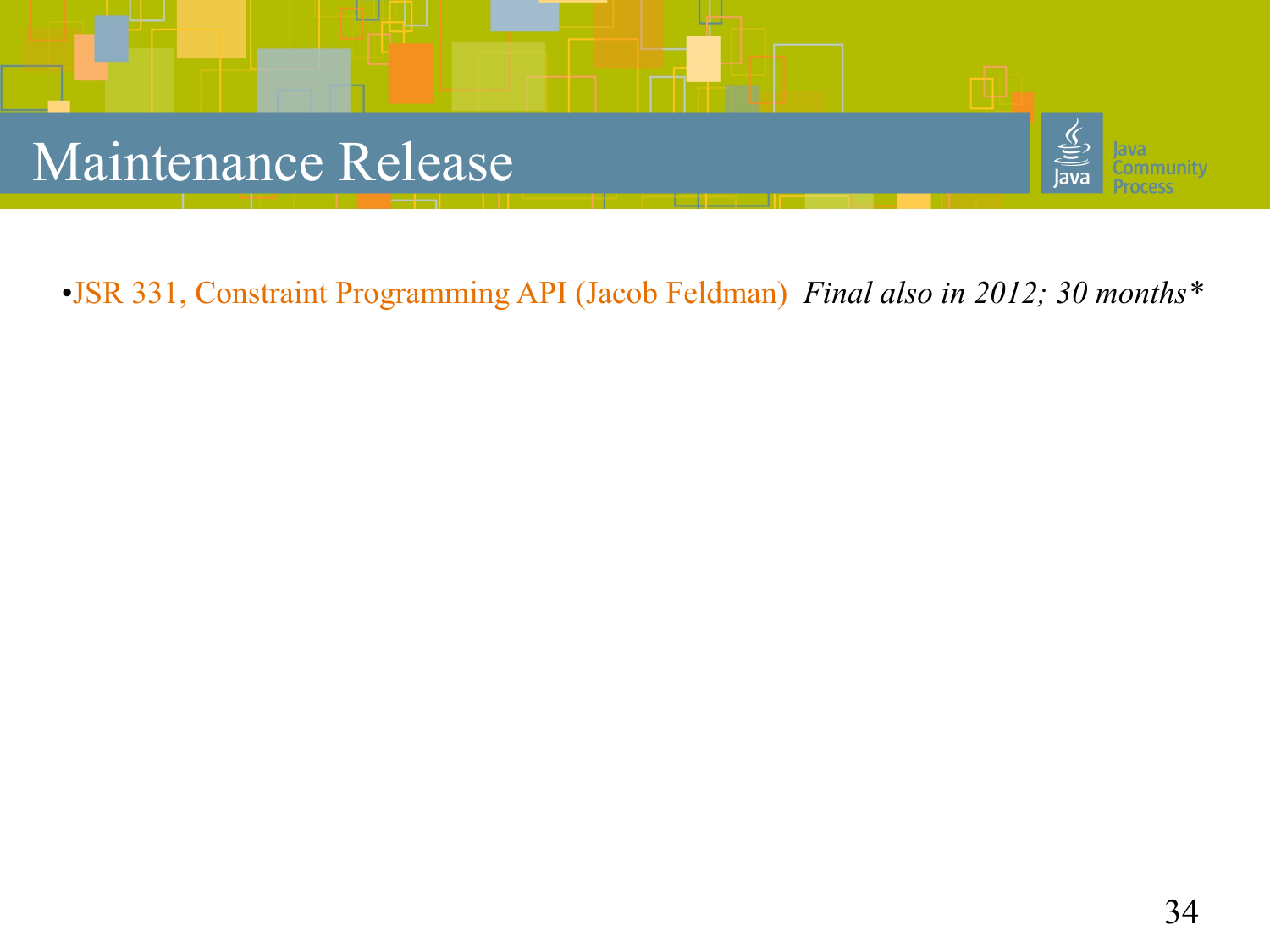# Maintenance Release

- JSR 331, Constraint Programming API (Jacob Feldman) *Final also in 2012; 30 months**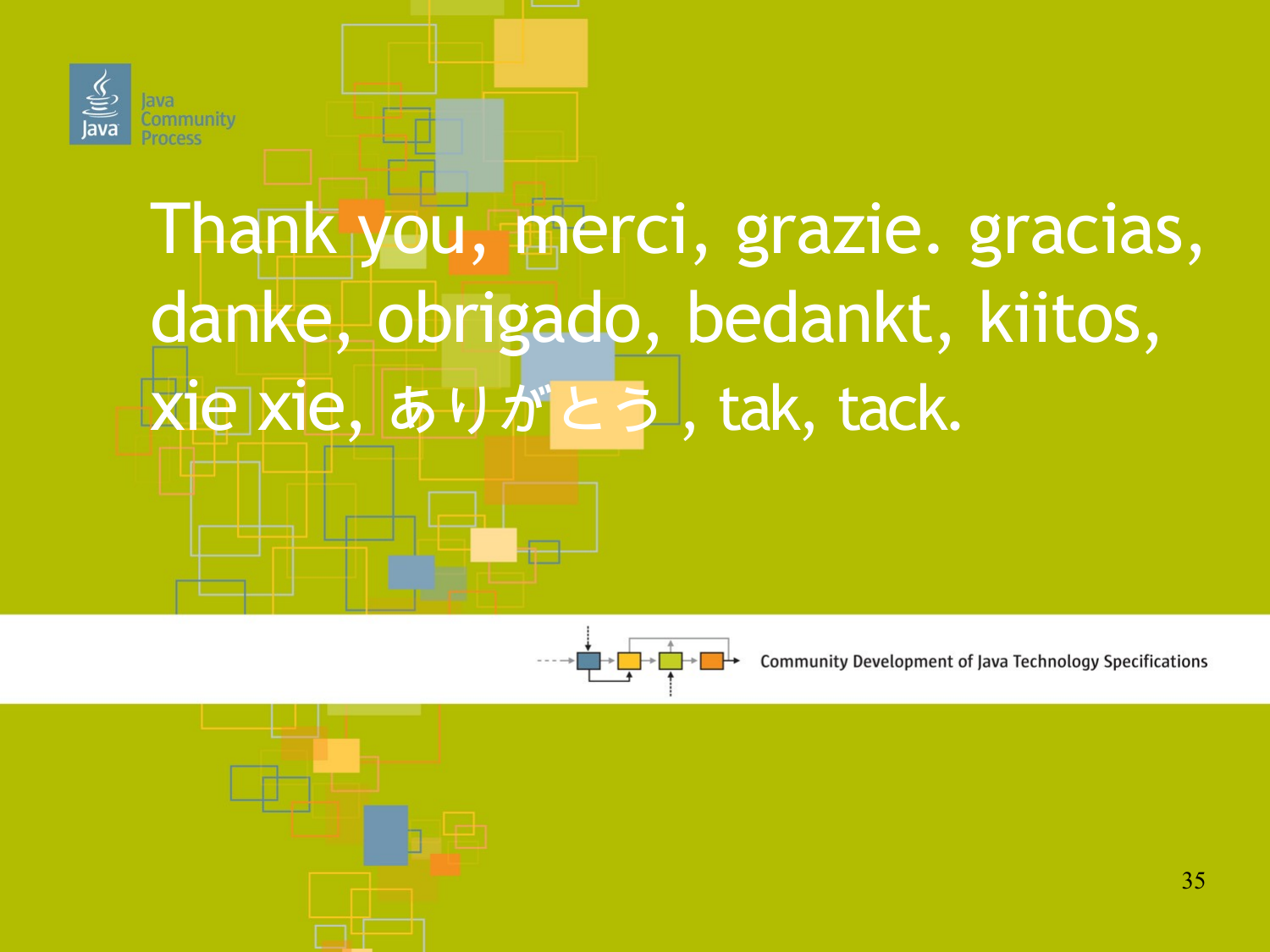Java Community Process

# Thank you, merci, grazie. gracias, danke, obrigado, bedankt, kiitos, xie xie, ありがとう, tak, tack.

Community Development of Java Technology Specifications